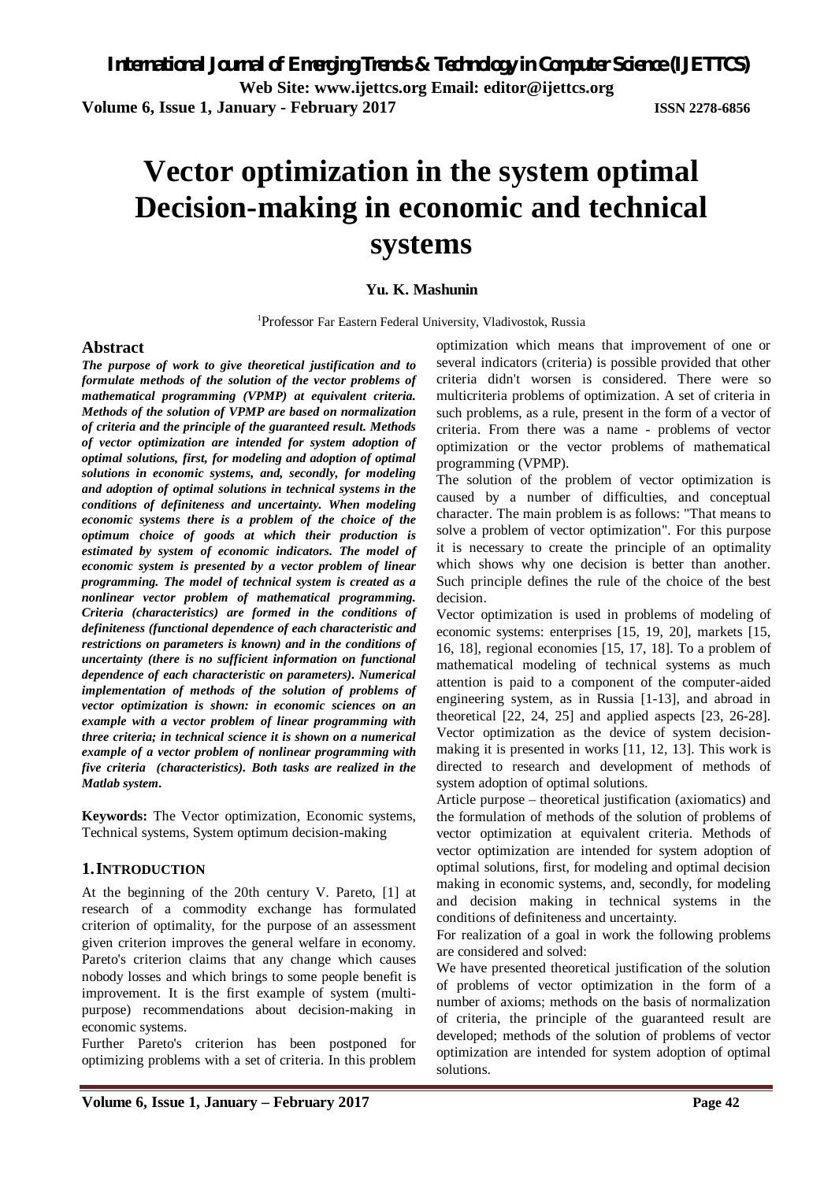# Vector optimization in the system optimal Decision-making in economic and technical systems

**Yu. K. Mashunin**

[1]Professor Far Eastern Federal University, Vladivostok, Russia

## Abstract

***The purpose of work to give theoretical justification and to formulate methods of the solution of the vector problems of mathematical programming (VPMP) at equivalent criteria. Methods of the solution of VPMP are based on normalization of criteria and the principle of the guaranteed result. Methods of vector optimization are intended for system adoption of optimal solutions, first, for modeling and adoption of optimal solutions in economic systems, and, secondly, for modeling and adoption of optimal solutions in technical systems in the conditions of definiteness and uncertainty. When modeling economic systems there is a problem of the choice of the optimum choice of goods at which their production is estimated by system of economic indicators. The model of economic system is presented by a vector problem of linear programming. The model of technical system is created as a nonlinear vector problem of mathematical programming. Criteria (characteristics) are formed in the conditions of definiteness (functional dependence of each characteristic and restrictions on parameters is known) and in the conditions of uncertainty (there is no sufficient information on functional dependence of each characteristic on parameters). Numerical implementation of methods of the solution of problems of vector optimization is shown: in economic sciences on an example with a vector problem of linear programming with three criteria; in technical science it is shown on a numerical example of a vector problem of nonlinear programming with five criteria (characteristics). Both tasks are realized in the Matlab system.***

**Keywords:** The Vector optimization, Economic systems, Technical systems, System optimum decision-making

## 1. INTRODUCTION

At the beginning of the 20th century V. Pareto, [1] at research of a commodity exchange has formulated criterion of optimality, for the purpose of an assessment given criterion improves the general welfare in economy. Pareto's criterion claims that any change which causes nobody losses and which brings to some people benefit is improvement. It is the first example of system (multi-purpose) recommendations about decision-making in economic systems.

Further Pareto's criterion has been postponed for optimizing problems with a set of criteria. In this problem optimization which means that improvement of one or several indicators (criteria) is possible provided that other criteria didn't worsen is considered. There were so multicriteria problems of optimization. A set of criteria in such problems, as a rule, present in the form of a vector of criteria. From there was a name - problems of vector optimization or the vector problems of mathematical programming (VPMP).

The solution of the problem of vector optimization is caused by a number of difficulties, and conceptual character. The main problem is as follows: "That means to solve a problem of vector optimization". For this purpose it is necessary to create the principle of an optimality which shows why one decision is better than another. Such principle defines the rule of the choice of the best decision.

Vector optimization is used in problems of modeling of economic systems: enterprises [15, 19, 20], markets [15, 16, 18], regional economies [15, 17, 18]. To a problem of mathematical modeling of technical systems as much attention is paid to a component of the computer-aided engineering system, as in Russia [1-13], and abroad in theoretical [22, 24, 25] and applied aspects [23, 26-28]. Vector optimization as the device of system decision-making it is presented in works [11, 12, 13]. This work is directed to research and development of methods of system adoption of optimal solutions.

Article purpose – theoretical justification (axiomatics) and the formulation of methods of the solution of problems of vector optimization at equivalent criteria. Methods of vector optimization are intended for system adoption of optimal solutions, first, for modeling and optimal decision making in economic systems, and, secondly, for modeling and decision making in technical systems in the conditions of definiteness and uncertainty.

For realization of a goal in work the following problems are considered and solved:

We have presented theoretical justification of the solution of problems of vector optimization in the form of a number of axioms; methods on the basis of normalization of criteria, the principle of the guaranteed result are developed; methods of the solution of problems of vector optimization are intended for system adoption of optimal solutions.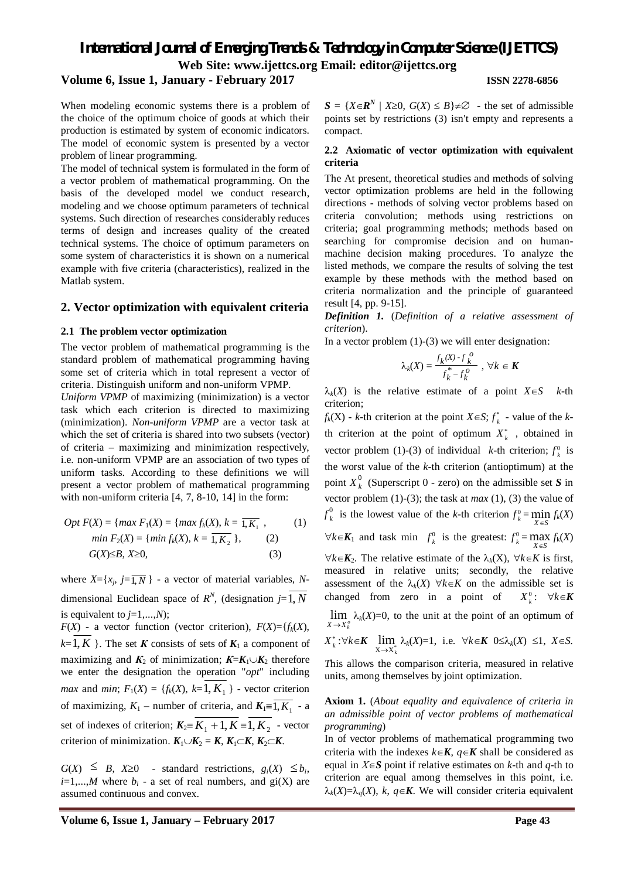When modeling economic systems there is a problem of the choice of the optimum choice of goods at which their production is estimated by system of economic indicators. The model of economic system is presented by a vector problem of linear programming.

The model of technical system is formulated in the form of a vector problem of mathematical programming. On the basis of the developed model we conduct research, modeling and we choose optimum parameters of technical systems. Such direction of researches considerably reduces terms of design and increases quality of the created technical systems. The choice of optimum parameters on some system of characteristics it is shown on a numerical example with five criteria (characteristics), realized in the Matlab system.

## 2. Vector optimization with equivalent criteria

### 2.1 The problem vector optimization

The vector problem of mathematical programming is the standard problem of mathematical programming having some set of criteria which in total represent a vector of criteria. Distinguish uniform and non-uniform VPMP.

*Uniform VPMP* of maximizing (minimization) is a vector task which each criterion is directed to maximizing (minimization). *Non-uniform VPMP* are a vector task at which the set of criteria is shared into two subsets (vector) of criteria – maximizing and minimization respectively, i.e. non-uniform VPMP are an association of two types of uniform tasks. According to these definitions we will present a vector problem of mathematical programming with non-uniform criteria [4, 7, 8-10, 14] in the form:

$$Opt\ F(X) = \{max\ F_1(X) = \{max\ f_k(X),\ k = \overline{1, K_1}\ , \qquad (1)$$

$$min\ F_2(X) = \{min\ f_k(X),\ k = \overline{1, K_2}\ \}, \qquad (2)$$

$$G(X) \leq B,\ X \geq 0, \qquad (3)$$

where $X=\{x_j,\ j=\overline{1,N}\}$ - a vector of material variables, $N$-dimensional Euclidean space of $R^N$, (designation $j=\overline{1,N}$ is equivalent to $j=1,...,N$);

$F(X)$ - a vector function (vector criterion), $F(X)=\{f_k(X),\ k=\overline{1,K}\}$. The set $\boldsymbol{K}$ consists of sets of $\boldsymbol{K}_1$ a component of maximizing and $\boldsymbol{K}_2$ of minimization; $\boldsymbol{K}=\boldsymbol{K}_1\cup\boldsymbol{K}_2$ therefore we enter the designation the operation "*opt*" including *max* and *min*; $F_1(X) = \{f_k(X),\ k=\overline{1, K_1}\}$ - vector criterion of maximizing, $K_1$ – number of criteria, and $\boldsymbol{K}_1\equiv\overline{1, K_1}$ - a set of indexes of criterion; $\boldsymbol{K}_2\equiv\overline{K_1+1, K}\equiv\overline{1, K_2}$ - vector criterion of minimization. $\boldsymbol{K}_1\cup\boldsymbol{K}_2 = \boldsymbol{K}$, $\boldsymbol{K}_1\subset\boldsymbol{K}$, $\boldsymbol{K}_2\subset\boldsymbol{K}$.

$G(X) \leq B$, $X\geq 0$ - standard restrictions, $g_i(X) \leq b_i$, $i=1,...,M$ where $b_i$ - a set of real numbers, and $g_i(X)$ are assumed continuous and convex.

$\boldsymbol{S} = \{X\in\boldsymbol{R}^N \mid X\geq 0,\ G(X) \leq B\}\neq\varnothing$ - the set of admissible points set by restrictions (3) isn't empty and represents a compact.

### 2.2 Axiomatic of vector optimization with equivalent criteria

The At present, theoretical studies and methods of solving vector optimization problems are held in the following directions - methods of solving vector problems based on criteria convolution; methods using restrictions on criteria; goal programming methods; methods based on searching for compromise decision and on human-machine decision making procedures. To analyze the listed methods, we compare the results of solving the test example by these methods with the method based on criteria normalization and the principle of guaranteed result [4, pp. 9-15].

***Definition 1.*** (*Definition of a relative assessment of criterion*).

In a vector problem (1)-(3) we will enter designation:

$$\lambda_k(X) = \frac{f_k(X) - f_k^o}{f_k^* - f_k^o}\ ,\ \forall k \in \boldsymbol{K}$$

$\lambda_k(X)$ is the relative estimate of a point $X\in S$ $k$-th criterion;

$f_k(X)$ - $k$-th criterion at the point $X\in S$; $f_k^*$ - value of the $k$-th criterion at the point of optimum $X_k^*$, obtained in vector problem (1)-(3) of individual $k$-th criterion; $f_k^0$ is the worst value of the $k$-th criterion (antioptimum) at the point $X_k^0$ (Superscript 0 - zero) on the admissible set $\boldsymbol{S}$ in vector problem (1)-(3); the task at *max* (1), (3) the value of $f_k^0$ is the lowest value of the $k$-th criterion $f_k^0 = \min_{X\in S} f_k(X)$ $\forall k\in\boldsymbol{K}_1$ and task min $f_k^0$ is the greatest: $f_k^0 = \max_{X\in S} f_k(X)$ $\forall k\in\boldsymbol{K}_2$. The relative estimate of the $\lambda_k(X)$, $\forall k\in\boldsymbol{K}$ is first, measured in relative units; secondly, the relative assessment of the $\lambda_k(X)$ $\forall k\in\boldsymbol{K}$ on the admissible set is changed from zero in a point of $X_k^0$: $\forall k\in\boldsymbol{K}$ $\lim_{X\to X_k^o} \lambda_k(X)=0$, to the unit at the point of an optimum of $X_k^*: \forall k\in\boldsymbol{K}$ $\lim_{X\to X_k^*} \lambda_k(X)=1$, i.e. $\forall k\in\boldsymbol{K}$ $0\leq\lambda_k(X) \leq 1$, $X\in S$.

*T*his allows the comparison criteria, measured in relative units, among themselves by joint optimization.

**Axiom 1.** (*About equality and equivalence of criteria in an admissible point of vector problems of mathematical programming*)

In of vector problems of mathematical programming two criteria with the indexes $k\in\boldsymbol{K}$, $q\in\boldsymbol{K}$ shall be considered as equal in $X\in\boldsymbol{S}$ point if relative estimates on $k$-th and $q$-th to criterion are equal among themselves in this point, i.e. $\lambda_k(X)=\lambda_q(X)$, $k$, $q\in\boldsymbol{K}$. We will consider criteria equivalent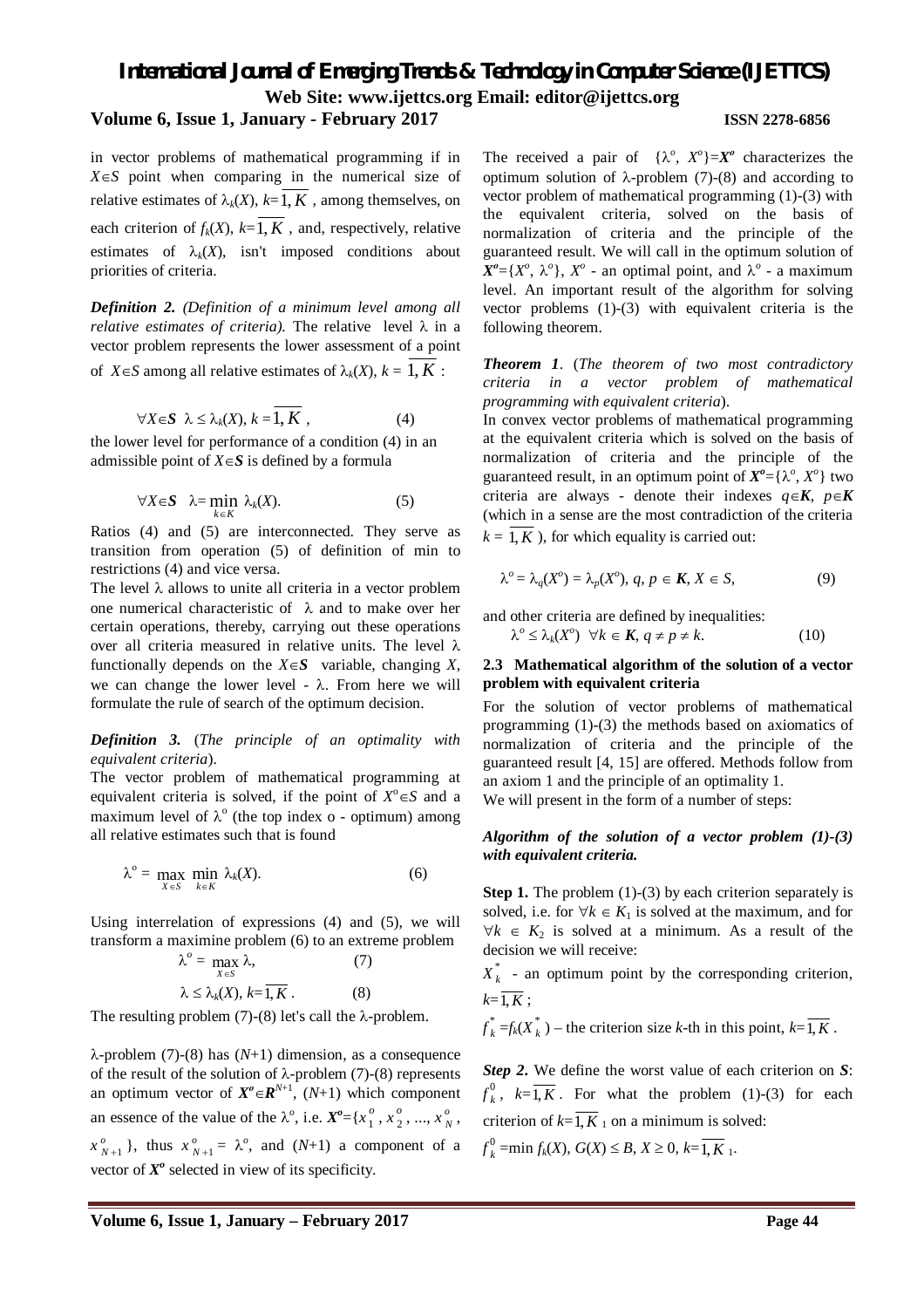in vector problems of mathematical programming if in $X \in S$ point when comparing in the numerical size of relative estimates of $\lambda_k(X)$, $k=\overline{1,K}$, among themselves, on each criterion of $f_k(X)$, $k=\overline{1,K}$, and, respectively, relative estimates of $\lambda_k(X)$, isn't imposed conditions about priorities of criteria.

***Definition 2.*** *(Definition of a minimum level among all relative estimates of criteria).* The relative level $\lambda$ in a vector problem represents the lower assessment of a point of $X \in S$ among all relative estimates of $\lambda_k(X)$, $k = \overline{1,K}$ :

$$\forall X \in \boldsymbol{S} \;\; \lambda \le \lambda_k(X),\; k = \overline{1,K}\,, \tag{4}$$

the lower level for performance of a condition (4) in an admissible point of $X \in \boldsymbol{S}$ is defined by a formula

$$\forall X \in \boldsymbol{S} \;\; \lambda = \min_{k \in K} \lambda_k(X). \tag{5}$$

Ratios (4) and (5) are interconnected. They serve as transition from operation (5) of definition of min to restrictions (4) and vice versa.

The level $\lambda$ allows to unite all criteria in a vector problem one numerical characteristic of $\lambda$ and to make over her certain operations, thereby, carrying out these operations over all criteria measured in relative units. The level $\lambda$ functionally depends on the $X \in \boldsymbol{S}$ variable, changing $X$, we can change the lower level - $\lambda$. From here we will formulate the rule of search of the optimum decision.

***Definition 3.*** (*The principle of an optimality with equivalent criteria*).

The vector problem of mathematical programming at equivalent criteria is solved, if the point of $X^o \in S$ and a maximum level of $\lambda^o$ (the top index o - optimum) among all relative estimates such that is found

$$\lambda^o = \max_{X \in S} \min_{k \in K} \lambda_k(X). \tag{6}$$

Using interrelation of expressions (4) and (5), we will transform a maximine problem (6) to an extreme problem

$$\lambda^o = \max_{X \in S} \lambda, \tag{7}$$

$$\lambda \le \lambda_k(X),\; k=\overline{1,K}\,. \tag{8}$$

The resulting problem (7)-(8) let's call the $\lambda$-problem.

$\lambda$-problem (7)-(8) has $(N+1)$ dimension, as a consequence of the result of the solution of $\lambda$-problem (7)-(8) represents an optimum vector of $\boldsymbol{X^o} \in \boldsymbol{R}^{N+1}$, $(N+1)$ which component an essence of the value of the $\lambda^o$, i.e. $\boldsymbol{X^o}=\{x_1^o, x_2^o, ..., x_N^o, x_{N+1}^o\}$, thus $x_{N+1}^o = \lambda^o$, and $(N+1)$ a component of a vector of $\boldsymbol{X^o}$ selected in view of its specificity.

The received a pair of $\{\lambda^o, X^o\}=\boldsymbol{X^o}$ characterizes the optimum solution of $\lambda$-problem (7)-(8) and according to vector problem of mathematical programming (1)-(3) with the equivalent criteria, solved on the basis of normalization of criteria and the principle of the guaranteed result. We will call in the optimum solution of $\boldsymbol{X^o}=\{X^o, \lambda^o\}$, $X^o$ - an optimal point, and $\lambda^o$ - a maximum level. An important result of the algorithm for solving vector problems (1)-(3) with equivalent criteria is the following theorem.

***Theorem 1***. (*The theorem of two most contradictory criteria in a vector problem of mathematical programming with equivalent criteria*).

In convex vector problems of mathematical programming at the equivalent criteria which is solved on the basis of normalization of criteria and the principle of the guaranteed result, in an optimum point of $\boldsymbol{X^o}=\{\lambda^o, X^o\}$ two criteria are always - denote their indexes $q \in \boldsymbol{K}$, $p \in \boldsymbol{K}$ (which in a sense are the most contradiction of the criteria $k = \overline{1,K}$ ), for which equality is carried out:

$$\lambda^o = \lambda_q(X^o) = \lambda_p(X^o),\; q,\, p \in \boldsymbol{K},\, X \in S, \tag{9}$$

and other criteria are defined by inequalities:

$$\lambda^o \le \lambda_k(X^o) \;\; \forall k \in \boldsymbol{K},\, q \ne p \ne k. \tag{10}$$

### 2.3 Mathematical algorithm of the solution of a vector problem with equivalent criteria

For the solution of vector problems of mathematical programming (1)-(3) the methods based on axiomatics of normalization of criteria and the principle of the guaranteed result [4, 15] are offered. Methods follow from an axiom 1 and the principle of an optimality 1.

We will present in the form of a number of steps:

***Algorithm of the solution of a vector problem (1)-(3) with equivalent criteria.***

**Step 1.** The problem (1)-(3) by each criterion separately is solved, i.e. for $\forall k \in K_1$ is solved at the maximum, and for $\forall k \in K_2$ is solved at a minimum. As a result of the decision we will receive:

$X_k^*$ - an optimum point by the corresponding criterion, $k=\overline{1,K}$ ;

$f_k^* = f_k(X_k^*)$ – the criterion size $k$-th in this point, $k=\overline{1,K}$ .

***Step 2.*** We define the worst value of each criterion on $\boldsymbol{S}$: $f_k^0$, $k=\overline{1,K}$. For what the problem (1)-(3) for each criterion of $k=\overline{1,K}_1$ on a minimum is solved:

$f_k^0 = \min f_k(X)$, $G(X) \le B$, $X \ge 0$, $k=\overline{1,K}_1$.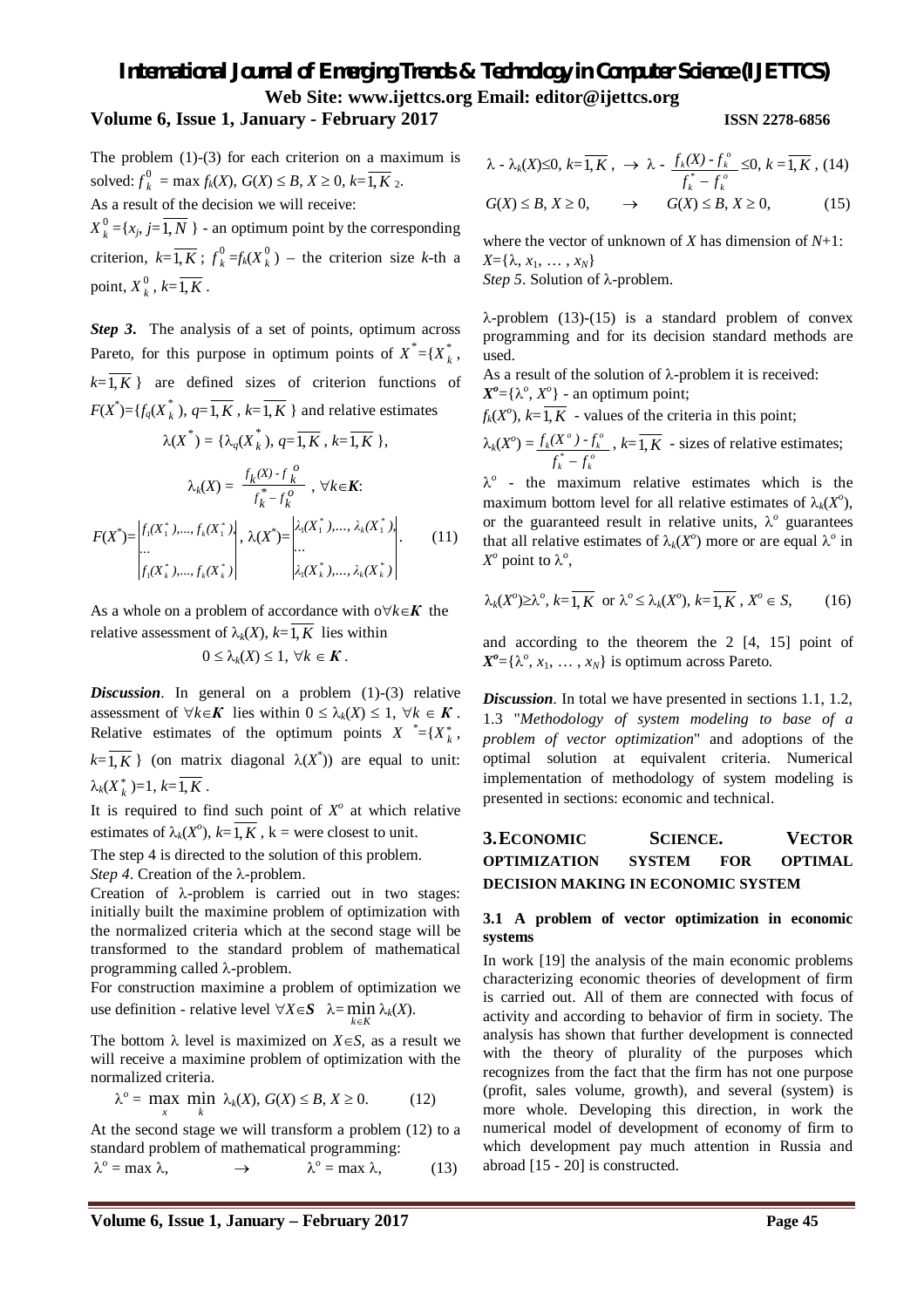The problem (1)-(3) for each criterion on a maximum is solved: $f_k^0 = \max f_k(X)$, $G(X) \le B$, $X \ge 0$, $k=\overline{1,K}_2$.

As a result of the decision we will receive:

$X_k^0=\{x_j, j=\overline{1,N}\}$ - an optimum point by the corresponding criterion, $k=\overline{1,K}$; $f_k^0=f_k(X_k^0)$ – the criterion size $k$-th a point, $X_k^0$, $k=\overline{1,K}$.

***Step 3.*** The analysis of a set of points, optimum across Pareto, for this purpose in optimum points of $X^*=\{X_k^*, k=\overline{1,K}\}$ are defined sizes of criterion functions of $F(X^*)=\{f_q(X_k^*), q=\overline{1,K}, k=\overline{1,K}\}$ and relative estimates

$$\lambda(X^*) = \{\lambda_q(X_k^*), q=\overline{1,K}, k=\overline{1,K}\},$$

$$\lambda_k(X) = \frac{f_k(X) - f_k^o}{f_k^* - f_k^o}, \ \forall k\in \boldsymbol{K}:$$

$$F(X^*)=\begin{vmatrix} f_1(X_1^*),..., f_k(X_1^*) \\ ... \\ f_1(X_k^*),..., f_k(X_k^*) \end{vmatrix}, \ \lambda(X^*)=\begin{vmatrix} \lambda_1(X_1^*),..., \lambda_k(X_1^*) \\ ... \\ \lambda_1(X_k^*),..., \lambda_k(X_k^*) \end{vmatrix}. \qquad (11)$$

As a whole on a problem of accordance with $o\forall k\in \boldsymbol{K}$ the relative assessment of $\lambda_k(X)$, $k=\overline{1,K}$ lies within

$$0 \le \lambda_k(X) \le 1, \ \forall k \in \boldsymbol{K}.$$

***Discussion***. In general on a problem (1)-(3) relative assessment of $\forall k\in \boldsymbol{K}$ lies within $0 \le \lambda_k(X) \le 1$, $\forall k \in \boldsymbol{K}$. Relative estimates of the optimum points $X^*=\{X_k^*, k=\overline{1,K}\}$ (on matrix diagonal $\lambda(X^*)$) are equal to unit: $\lambda_k(X_k^*)=1$, $k=\overline{1,K}$.

It is required to find such point of $X^o$ at which relative estimates of $\lambda_k(X^o)$, $k=\overline{1,K}$, k = were closest to unit.

The step 4 is directed to the solution of this problem.

*Step 4*. Creation of the $\lambda$-problem.

Creation of $\lambda$-problem is carried out in two stages: initially built the maximine problem of optimization with the normalized criteria which at the second stage will be transformed to the standard problem of mathematical programming called $\lambda$-problem.

For construction maximine a problem of optimization we use definition - relative level $\forall X\in \boldsymbol{S}$ $\lambda=\min_{k\in K} \lambda_k(X)$.

The bottom $\lambda$ level is maximized on $X\in S$, as a result we will receive a maximine problem of optimization with the normalized criteria.

$$\lambda^o = \max_x \min_k \lambda_k(X), \ G(X) \le B, \ X \ge 0. \qquad (12)$$

At the second stage we will transform a problem (12) to a standard problem of mathematical programming:

$$\lambda^o = \max \lambda, \qquad \rightarrow \qquad \lambda^o = \max \lambda, \qquad (13)$$

$$\lambda - \lambda_k(X)\le 0, \ k=\overline{1,K}, \ \rightarrow \ \lambda - \frac{f_k(X) - f_k^o}{f_k^* - f_k^o} \le 0, \ k=\overline{1,K}, \qquad (14)$$

$$G(X) \le B, \ X \ge 0, \qquad \rightarrow \qquad G(X) \le B, \ X \ge 0, \qquad (15)$$

where the vector of unknown of $X$ has dimension of $N$+1: $X=\{\lambda, x_1, \dots, x_N\}$

*Step 5*. Solution of $\lambda$-problem.

$\lambda$-problem (13)-(15) is a standard problem of convex programming and for its decision standard methods are used.

As a result of the solution of $\lambda$-problem it is received:

$\boldsymbol{X^o}=\{\lambda^o, X^o\}$ - an optimum point;

$f_k(X^o)$, $k=\overline{1,K}$ - values of the criteria in this point;

$\lambda_k(X^o) = \dfrac{f_k(X^o) - f_k^o}{f_k^* - f_k^o}$, $k=\overline{1,K}$ - sizes of relative estimates;

$\lambda^o$ - the maximum relative estimates which is the maximum bottom level for all relative estimates of $\lambda_k(X^o)$, or the guaranteed result in relative units, $\lambda^o$ guarantees that all relative estimates of $\lambda_k(X^o)$ more or are equal $\lambda^o$ in $X^o$ point to $\lambda^o$,

$$\lambda_k(X^o)\ge\lambda^o, \ k=\overline{1,K} \ \text{ or } \ \lambda^o \le \lambda_k(X^o), \ k=\overline{1,K}, \ X^o \in S, \qquad (16)$$

and according to the theorem the 2 [4, 15] point of $\boldsymbol{X^o}=\{\lambda^o, x_1, \dots, x_N\}$ is optimum across Pareto.

***Discussion***. In total we have presented in sections 1.1, 1.2, 1.3 "*Methodology of system modeling to base of a problem of vector optimization*" and adoptions of the optimal solution at equivalent criteria. Numerical implementation of methodology of system modeling is presented in sections: economic and technical.

## 3. ECONOMIC SCIENCE. VECTOR OPTIMIZATION SYSTEM FOR OPTIMAL DECISION MAKING IN ECONOMIC SYSTEM

### 3.1 A problem of vector optimization in economic systems

In work [19] the analysis of the main economic problems characterizing economic theories of development of firm is carried out. All of them are connected with focus of activity and according to behavior of firm in society. The analysis has shown that further development is connected with the theory of plurality of the purposes which recognizes from the fact that the firm has not one purpose (profit, sales volume, growth), and several (system) is more whole. Developing this direction, in work the numerical model of development of economy of firm to which development pay much attention in Russia and abroad [15 - 20] is constructed.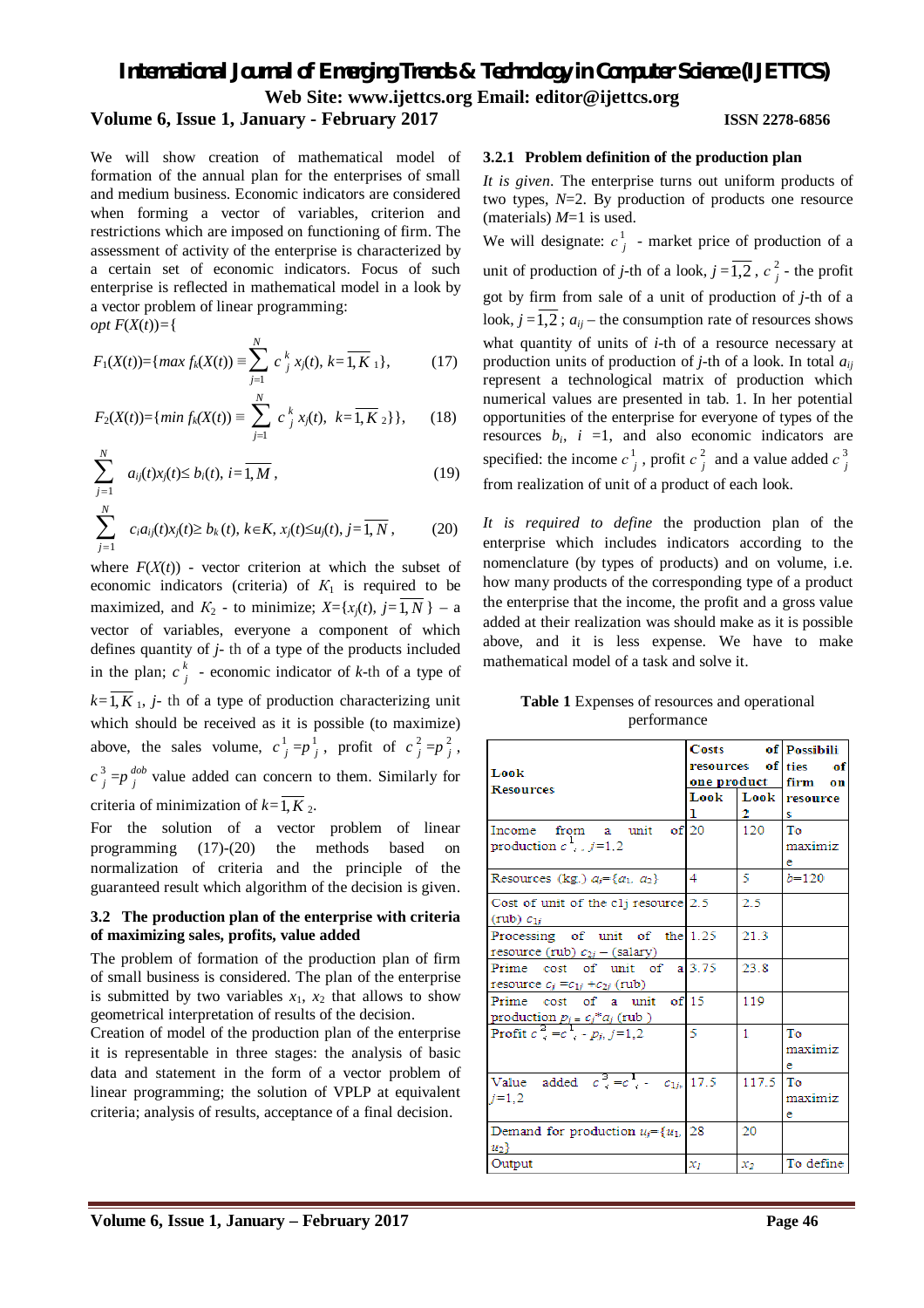We will show creation of mathematical model of formation of the annual plan for the enterprises of small and medium business. Economic indicators are considered when forming a vector of variables, criterion and restrictions which are imposed on functioning of firm. The assessment of activity of the enterprise is characterized by a certain set of economic indicators. Focus of such enterprise is reflected in mathematical model in a look by a vector problem of linear programming:

*opt* $F(X(t))=\{$

$$F_1(X(t))=\{max\ f_k(X(t)) \equiv \sum_{j=1}^{N} c_j^k x_j(t),\ k=\overline{1,K}_1\}, \quad (17)$$

$$F_2(X(t))=\{min\ f_k(X(t)) \equiv \sum_{j=1}^{N} c_j^k x_j(t),\ k=\overline{1,K}_2\}\}, \quad (18)$$

$$\sum_{j=1}^{N} a_{ij}(t)x_j(t) \leq b_i(t),\ i=\overline{1,M}, \quad (19)$$

$$\sum_{j=1}^{N} c_i a_{ij}(t)x_j(t) \geq b_k(t),\ k\in K,\ x_j(t)\leq u_j(t),\ j=\overline{1,N}, \quad (20)$$

where $F(X(t))$ - vector criterion at which the subset of economic indicators (criteria) of $K_1$ is required to be maximized, and $K_2$ - to minimize; $X=\{x_j(t),\ j=\overline{1,N}\}$ – a vector of variables, everyone a component of which defines quantity of $j$- th of a type of the products included in the plan; $c_j^k$ - economic indicator of $k$-th of a type of $k=\overline{1,K}_1$, $j$- th of a type of production characterizing unit which should be received as it is possible (to maximize) above, the sales volume, $c_j^1=p_j^1$, profit of $c_j^2=p_j^2$, $c_j^3=p_j^{dob}$ value added can concern to them. Similarly for criteria of minimization of $k=\overline{1,K}_2$.

For the solution of a vector problem of linear programming (17)-(20) the methods based on normalization of criteria and the principle of the guaranteed result which algorithm of the decision is given.

### 3.2 The production plan of the enterprise with criteria of maximizing sales, profits, value added

The problem of formation of the production plan of firm of small business is considered. The plan of the enterprise is submitted by two variables $x_1$, $x_2$ that allows to show geometrical interpretation of results of the decision.

Creation of model of the production plan of the enterprise it is representable in three stages: the analysis of basic data and statement in the form of a vector problem of linear programming; the solution of VPLP at equivalent criteria; analysis of results, acceptance of a final decision.

#### 3.2.1 Problem definition of the production plan

*It is given*. The enterprise turns out uniform products of two types, $N$=2. By production of products one resource (materials) $M$=1 is used.

We will designate: $c_j^1$ - market price of production of a unit of production of $j$-th of a look, $j=\overline{1,2}$, $c_j^2$ - the profit got by firm from sale of a unit of production of $j$-th of a look, $j=\overline{1,2}$; $a_{ij}$ – the consumption rate of resources shows what quantity of units of $i$-th of a resource necessary at production units of production of $j$-th of a look. In total $a_{ij}$ represent a technological matrix of production which numerical values are presented in tab. 1. In her potential opportunities of the enterprise for everyone of types of the resources $b_i$, $i$ =1, and also economic indicators are specified: the income $c_j^1$, profit $c_j^2$ and a value added $c_j^3$ from realization of unit of a product of each look.

*It is required to define* the production plan of the enterprise which includes indicators according to the nomenclature (by types of products) and on volume, i.e. how many products of the corresponding type of a product the enterprise that the income, the profit and a gross value added at their realization was should make as it is possible above, and it is less expense. We have to make mathematical model of a task and solve it.

**Table 1** Expenses of resources and operational performance

| Look Resources | Costs of resources of one product | | Possibilities of firm on resources |
|---|---|---|---|
| | Look 1 | Look 2 | |
| Income from a unit of production $c_j^1$, $j$=1,2 | 20 | 120 | To maximize |
| Resources (kg.) $a_i$={$a_1$, $a_2$} | 4 | 5 | $b$=120 |
| Cost of unit of the c1j resource (rub) $c_{1j}$ | 2.5 | 2.5 | |
| Processing of unit of the resource (rub) $c_{2j}$ – (salary) | 1.25 | 21.3 | |
| Prime cost of unit of a resource $c_j = c_{1j} + c_{2j}$ (rub) | 3.75 | 23.8 | |
| Prime cost of a unit of production $p_j = c_j * a_j$ (rub ) | 15 | 119 | |
| Profit $c_j^2 = c_j^1 - p_j$, $j$=1,2 | 5 | 1 | To maximize |
| Value added $c_j^3 = c_j^1 - c_{1j}$, $j$=1,2 | 17.5 | 117.5 | To maximize |
| Demand for production $u_j$={$u_1$, $u_2$} | 28 | 20 | |
| Output | $x_1$ | $x_2$ | To define |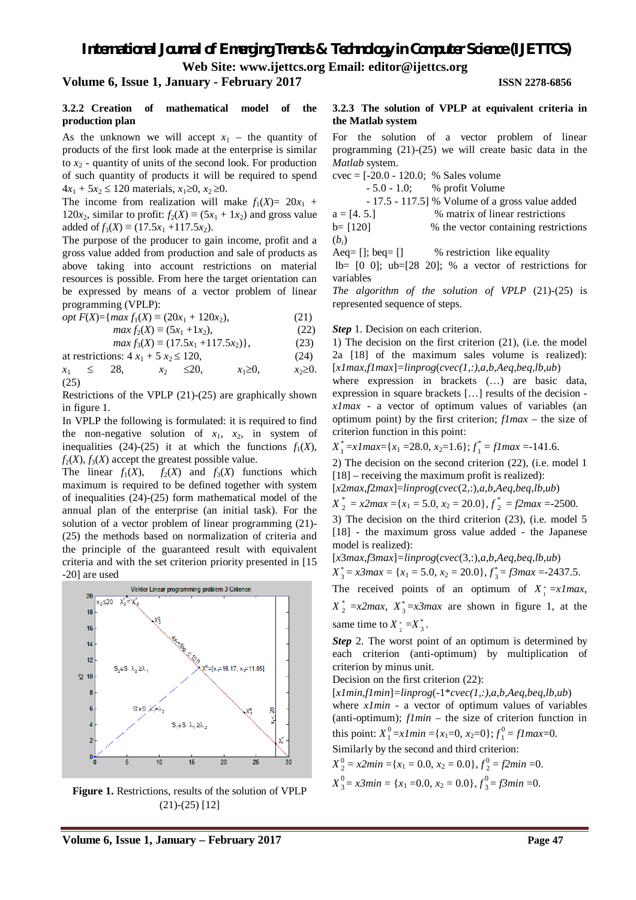### 3.2.2 Creation of mathematical model of the production plan

As the unknown we will accept $x_1$ – the quantity of products of the first look made at the enterprise is similar to $x_2$ - quantity of units of the second look. For production of such quantity of products it will be required to spend $4x_1 + 5x_2 \leq 120$ materials, $x_1 \geq 0$, $x_2 \geq 0$.

The income from realization will make $f_1(X) = 20x_1 + 120x_2$, similar to profit: $f_2(X) \equiv (5x_1 + 1x_2)$ and gross value added of $f_3(X) \equiv (17.5x_1 + 117.5x_2)$.

The purpose of the producer to gain income, profit and a gross value added from production and sale of products as above taking into account restrictions on material resources is possible. From here the target orientation can be expressed by means of a vector problem of linear programming (VPLP):

$$opt\ F(X) = \{max\ f_1(X) \equiv (20x_1 + 120x_2), \quad (21)$$

$$max\ f_2(X) \equiv (5x_1 + 1x_2), \quad (22)$$

$$max\ f_3(X) \equiv (17.5x_1 + 117.5x_2)\}, \quad (23)$$

at restrictions: $$4x_1 + 5x_2 \leq 120, \quad (24)$$

$$x_1 \leq 28, \quad x_2 \leq 20, \quad x_1 \geq 0, \quad x_2 \geq 0. \quad (25)$$

Restrictions of the VPLP (21)-(25) are graphically shown in figure 1.

In VPLP the following is formulated: it is required to find the non-negative solution of $x_1$, $x_2$, in system of inequalities (24)-(25) it at which the functions $f_1(X)$, $f_2(X)$, $f_3(X)$ accept the greatest possible value.

The linear $f_1(X)$, $f_2(X)$ and $f_3(X)$ functions which maximum is required to be defined together with system of inequalities (24)-(25) form mathematical model of the annual plan of the enterprise (an initial task). For the solution of a vector problem of linear programming (21)-(25) the methods based on normalization of criteria and the principle of the guaranteed result with equivalent criteria and with the set criterion priority presented in [15 -20] are used

**Figure 1.** Restrictions, results of the solution of VPLP (21)-(25) [12]

### 3.2.3 The solution of VPLP at equivalent criteria in the Matlab system

For the solution of a vector problem of linear programming (21)-(25) we will create basic data in the *Matlab* system.

```
cvec = [-20.0 - 120.0;  % Sales volume
        - 5.0 - 1.0;     % profit Volume
        - 17.5 - 117.5] % Volume of a gross value added
a = [4. 5.]              % matrix of linear restrictions
b= [120]                 % the vector containing restrictions (bi)
Aeq= []; beq= []         % restriction  like equality
lb= [0 0]; ub=[28 20]; % a vector of restrictions for variables
```

*The algorithm of the solution of VPLP* (21)-(25) is represented sequence of steps.

***Step*** 1. Decision on each criterion.

1) The decision on the first criterion (21), (i.e. the model 2a [18] of the maximum sales volume is realized):
[*x1max*,*f1max*]=*linprog*(*cvec(1,:)*,*a*,*b*,*Aeq*,*beq*,*lb*,*ub*)
where expression in brackets (…) are basic data, expression in square brackets […] results of the decision - *x1max* - a vector of optimum values of variables (an optimum point) by the first criterion; *f1max* – the size of criterion function in this point:

$X_1^* = x1max = \{x_1 = 28.0,\ x_2 = 1.6\};\ f_1^* = f1max = -141.6.$

2) The decision on the second criterion (22), (i.e. model 1 [18] – receiving the maximum profit is realized):
[*x*2*max*,*f*2*max*]=*linprog*(*cvec*(2,:),*a*,*b*,*Aeq*,*beq*,*lb*,*ub*)

$X_2^* = x2max = \{x_1 = 5.0,\ x_2 = 20.0\},\ f_2^* = f2max = -2500.$

3) The decision on the third criterion (23), (i.e. model 5 [18] - the maximum gross value added - the Japanese model is realized):
[*x*3*max*,*f*3*max*]=*linprog*(*cvec*(3,:),*a*,*b*,*Aeq*,*beq*,*lb*,*ub*)

$X_3^* = x3max = \{x_1 = 5.0,\ x_2 = 20.0\},\ f_3^* = f3max = -2437.5.$

The received points of an optimum of $X_1^* = x1max$, $X_2^* = x2max$, $X_3^* = x3max$ are shown in figure 1, at the same time to $X_2^* = X_3^*$.

***Step*** 2. The worst point of an optimum is determined by each criterion (anti-optimum) by multiplication of criterion by minus unit.

Decision on the first criterion (22):
[*x1min*,*f1min*]=*linprog*(-1\**cvec(1,:)*,*a*,*b*,*Aeq*,*beq*,*lb*,*ub*)
where *x1min* - a vector of optimum values of variables (anti-optimum); *f1min* – the size of criterion function in this point: $X_1^0 = x1min = \{x_1 = 0,\ x_2 = 0\};\ f_1^0 = f1max = 0.$

Similarly by the second and third criterion:

$X_2^0 = x2min = \{x_1 = 0.0,\ x_2 = 0.0\},\ f_2^0 = f2min = 0.$

$X_3^0 = x3min = \{x_1 = 0.0,\ x_2 = 0.0\},\ f_3^0 = f3min = 0.$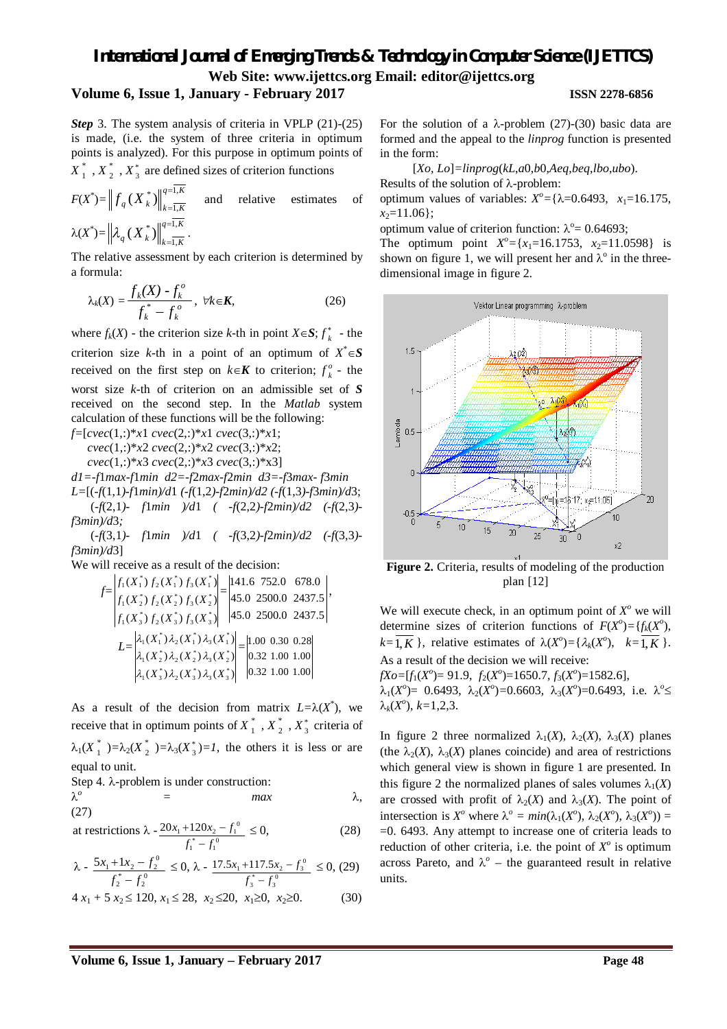***Step*** 3. The system analysis of criteria in VPLP (21)-(25) is made, (i.e. the system of three criteria in optimum points is analyzed). For this purpose in optimum points of $X_1^*, X_2^*, X_3^*$ are defined sizes of criterion functions $F(X^*)=\left\| f_q(X_k^*)\right\|_{k=\overline{1,K}}^{q=\overline{1,K}}$ and relative estimates of $\lambda(X^*)=\left\|\lambda_q(X_k^*)\right\|_{k=\overline{1,K}}^{q=\overline{1,K}}$.

The relative assessment by each criterion is determined by a formula:

$$\lambda_k(X) = \frac{f_k(X) - f_k^o}{f_k^* - f_k^o},\ \forall k \in \boldsymbol{K}, \qquad (26)$$

where $f_k(X)$ - the criterion size $k$-th in point $X\in \boldsymbol{S}$; $f_k^*$ - the criterion size $k$-th in a point of an optimum of $X^*\in\boldsymbol{S}$ received on the first step on $k\in\boldsymbol{K}$ to criterion; $f_k^o$ - the worst size $k$-th of criterion on an admissible set of $\boldsymbol{S}$ received on the second step. In the *Matlab* system calculation of these functions will be the following:

```
f=[cvec(1,:)*x1 cvec(2,:)*x1 cvec(3,:)*x1;
   cvec(1,:)*x2 cvec(2,:)*x2 cvec(3,:)*x2;
   cvec(1,:)*x3 cvec(2,:)*x3 cvec(3,:)*x3]
d1=-f1max-f1min d2=-f2max-f2min d3=-f3max- f3min
L=[(-f(1,1)-f1min)/d1 (-f(1,2)-f2min)/d2 (-f(1,3)-f3min)/d3;
   (-f(2,1)- f1min )/d1 ( -f(2,2)-f2min)/d2 (-f(2,3)-f3min)/d3;
   (-f(3,1)- f1min )/d1 ( -f(3,2)-f2min)/d2 (-f(3,3)-f3min)/d3]
```

We will receive as a result of the decision:

$$f=\begin{vmatrix} f_1(X_1^*)\ f_2(X_1^*)\ f_3(X_1^*) \\ f_1(X_2^*)\ f_2(X_2^*)\ f_3(X_2^*) \\ f_1(X_3^*)\ f_2(X_3^*)\ f_3(X_3^*) \end{vmatrix} = \begin{vmatrix} 141.6 & 752.0 & 678.0 \\ 45.0 & 2500.0 & 2437.5 \\ 45.0 & 2500.0 & 2437.5 \end{vmatrix},$$

$$L=\begin{vmatrix} \lambda_1(X_1^*)\,\lambda_2(X_1^*)\,\lambda_3(X_1^*) \\ \lambda_1(X_2^*)\,\lambda_2(X_2^*)\,\lambda_3(X_2^*) \\ \lambda_1(X_3^*)\,\lambda_2(X_3^*)\,\lambda_3(X_3^*) \end{vmatrix} = \begin{vmatrix} 1.00 & 0.30 & 0.28 \\ 0.32 & 1.00 & 1.00 \\ 0.32 & 1.00 & 1.00 \end{vmatrix}$$

As a result of the decision from matrix $L=\lambda(X^*)$, we receive that in optimum points of $X_1^*, X_2^*, X_3^*$ criteria of $\lambda_1(X_1^*)=\lambda_2(X_2^*)=\lambda_3(X_3^*)=1$, the others it is less or are equal to unit.

Step 4. λ-problem is under construction:

$$\lambda^o = \max \lambda, \qquad (27)$$

at restrictions
$$\lambda - \frac{20x_1 + 120x_2 - f_1^0}{f_1^* - f_1^0} \le 0, \qquad (28)$$

$$\lambda - \frac{5x_1 + 1x_2 - f_2^0}{f_2^* - f_2^0} \le 0,\ \lambda - \frac{17.5x_1 + 117.5x_2 - f_3^0}{f_3^* - f_3^0} \le 0, \qquad (29)$$

$$4x_1 + 5x_2 \le 120,\ x_1 \le 28,\ x_2 \le 20,\ x_1 \ge 0,\ x_2 \ge 0. \qquad (30)$$

For the solution of a λ-problem (27)-(30) basic data are formed and the appeal to the *linprog* function is presented in the form:

[*Xo, Lo*]=*linprog*(*kL,a*0*,b*0*,Aeq,beq,lbo,ubo*).

Results of the solution of λ-problem:

optimum values of variables: $X^o=\{\lambda=0.6493,\ x_1=16.175,\ x_2=11.06\}$;

optimum value of criterion function: $\lambda^o= 0.64693$;

The optimum point $X^o=\{x_1=16.1753,\ x_2=11.0598\}$ is shown on figure 1, we will present her and $\lambda^o$ in the three-dimensional image in figure 2.

**Figure 2.** Criteria, results of modeling of the production plan [12]

We will execute check, in an optimum point of $X^o$ we will determine sizes of criterion functions of $F(X^o)=\{f_k(X^o),\ k=\overline{1,K}\}$, relative estimates of $\lambda(X^o)=\{\lambda_k(X^o),\ k=\overline{1,K}\}$.

As a result of the decision we will receive:

$fXo=[f_1(X^o)= 91.9,\ f_2(X^o)=1650.7,\ f_3(X^o)=1582.6]$,

$\lambda_1(X^o)= 0.6493,\ \lambda_2(X^o)=0.6603,\ \lambda_3(X^o)=0.6493$, i.e. $\lambda^o\le \lambda_k(X^o)$, $k=1,2,3$.

In figure 2 three normalized $\lambda_1(X)$, $\lambda_2(X)$, $\lambda_3(X)$ planes (the $\lambda_2(X)$, $\lambda_3(X)$ planes coincide) and area of restrictions which general view is shown in figure 1 are presented. In this figure 2 the normalized planes of sales volumes $\lambda_1(X)$ are crossed with profit of $\lambda_2(X)$ and $\lambda_3(X)$. The point of intersection is $X^o$ where $\lambda^o = \min(\lambda_1(X^o), \lambda_2(X^o), \lambda_3(X^o)) =$ =0. 6493. Any attempt to increase one criteria leads to reduction of other criteria, i.e. the point of $X^o$ is optimum across Pareto, and $\lambda^o$ – the guaranteed result in relative units.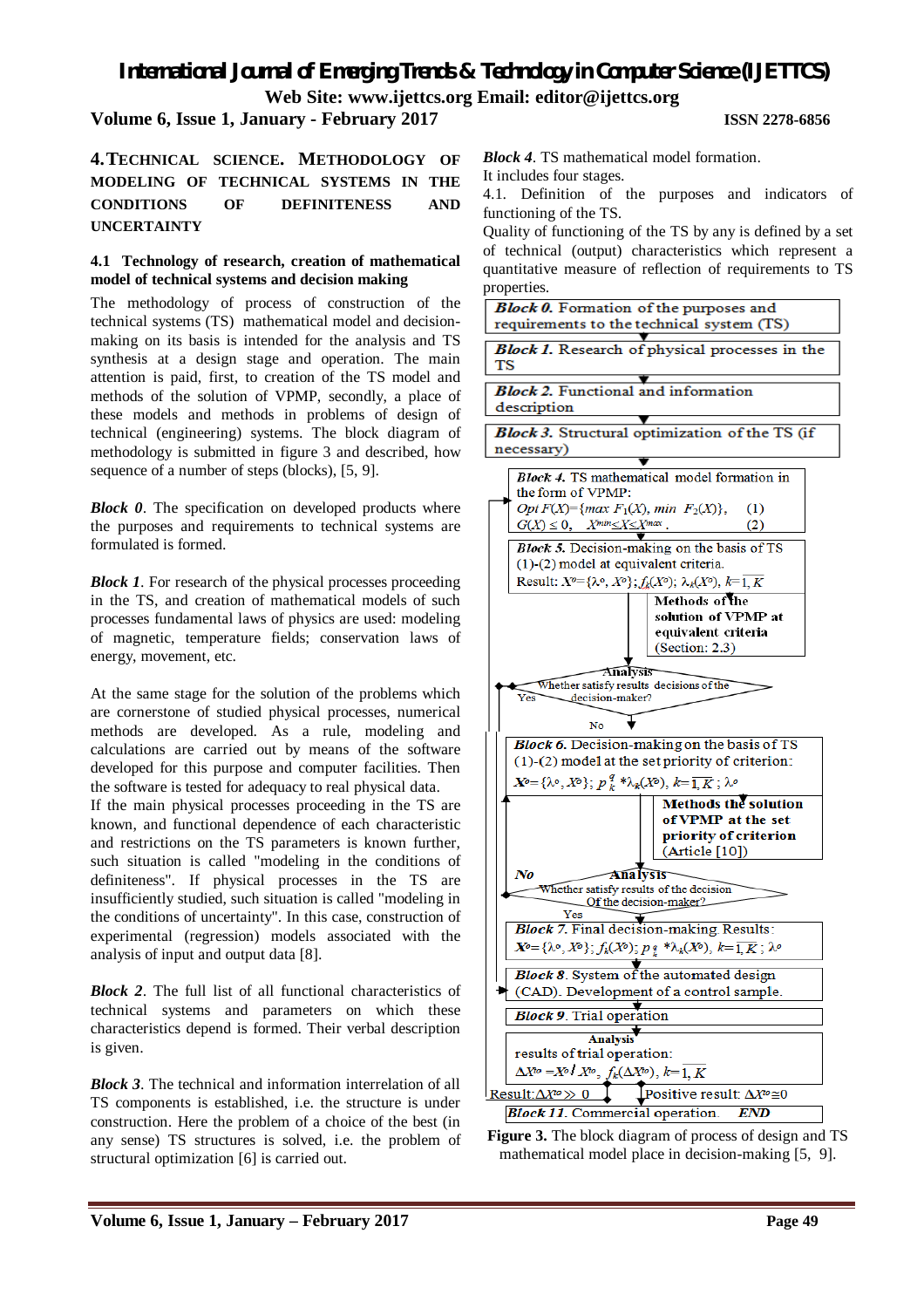## 4. TECHNICAL SCIENCE. METHODOLOGY OF MODELING OF TECHNICAL SYSTEMS IN THE CONDITIONS OF DEFINITENESS AND UNCERTAINTY

### 4.1 Technology of research, creation of mathematical model of technical systems and decision making

The methodology of process of construction of the technical systems (TS) mathematical model and decision-making on its basis is intended for the analysis and TS synthesis at a design stage and operation. The main attention is paid, first, to creation of the TS model and methods of the solution of VPMP, secondly, a place of these models and methods in problems of design of technical (engineering) systems. The block diagram of methodology is submitted in figure 3 and described, how sequence of a number of steps (blocks), [5, 9].

*Block 0*. The specification on developed products where the purposes and requirements to technical systems are formulated is formed.

*Block 1*. For research of the physical processes proceeding in the TS, and creation of mathematical models of such processes fundamental laws of physics are used: modeling of magnetic, temperature fields; conservation laws of energy, movement, etc.

At the same stage for the solution of the problems which are cornerstone of studied physical processes, numerical methods are developed. As a rule, modeling and calculations are carried out by means of the software developed for this purpose and computer facilities. Then the software is tested for adequacy to real physical data.

If the main physical processes proceeding in the TS are known, and functional dependence of each characteristic and restrictions on the TS parameters is known further, such situation is called "modeling in the conditions of definiteness". If physical processes in the TS are insufficiently studied, such situation is called "modeling in the conditions of uncertainty". In this case, construction of experimental (regression) models associated with the analysis of input and output data [8].

*Block 2*. The full list of all functional characteristics of technical systems and parameters on which these characteristics depend is formed. Their verbal description is given.

*Block 3*. The technical and information interrelation of all TS components is established, i.e. the structure is under construction. Here the problem of a choice of the best (in any sense) TS structures is solved, i.e. the problem of structural optimization [6] is carried out.

*Block 4*. TS mathematical model formation.

It includes four stages.

4.1. Definition of the purposes and indicators of functioning of the TS.

Quality of functioning of the TS by any is defined by a set of technical (output) characteristics which represent a quantitative measure of reflection of requirements to TS properties.

*Block 0.* Formation of the purposes and requirements to the technical system (TS)

*Block 1.* Research of physical processes in the TS

*Block 2.* Functional and information description

*Block 3.* Structural optimization of the TS (if necessary)

*Block 4.* TS mathematical model formation in the form of VPMP:
$Opt\, F(X)=\{max\ F_1(X),\ min\ F_2(X)\}$, (1)
$G(X) \leq 0$, $X^{min} \leq X \leq X^{max}$. (2)

*Block 5.* Decision-making on the basis of TS (1)-(2) model at equivalent criteria.
Result: $X^o=\{\lambda^o, X^o\}$; $f_k(X^o)$; $\lambda_k(X^o)$, $k=\overline{1,K}$

Methods of the solution of VPMP at equivalent criteria (Section: 2.3)

Analysis: Whether satisfy results decisions of the decision-maker? Yes / No

*Block 6.* Decision-making on the basis of TS (1)-(2) model at the set priority of criterion:
$X^o=\{\lambda^o, X^o\}$; $p_k^q * \lambda_k(X^o)$, $k=\overline{1,K}$; $\lambda^o$

Methods the solution of VPMP at the set priority of criterion (Article [10])

Analysis: Whether satisfy results of the decision Of the decision-maker? No / Yes

*Block 7.* Final decision-making. Results:
$X^o=\{\lambda^o, X^o\}$; $f_k(X^o)$; $p_k^q * \lambda_k(X^o)$, $k=\overline{1,K}$; $\lambda^o$

*Block 8.* System of the automated design (CAD). Development of a control sample.

*Block 9.* Trial operation

Analysis results of trial operation:
$\Delta X^o = X^o / X^o$, $f_k(\Delta X^o)$, $k=\overline{1,K}$

Result: $\Delta X^o \gg 0$ | Positive result: $\Delta X^o \cong 0$

*Block 11.* Commercial operation. *END*

**Figure 3.** The block diagram of process of design and TS mathematical model place in decision-making [5, 9].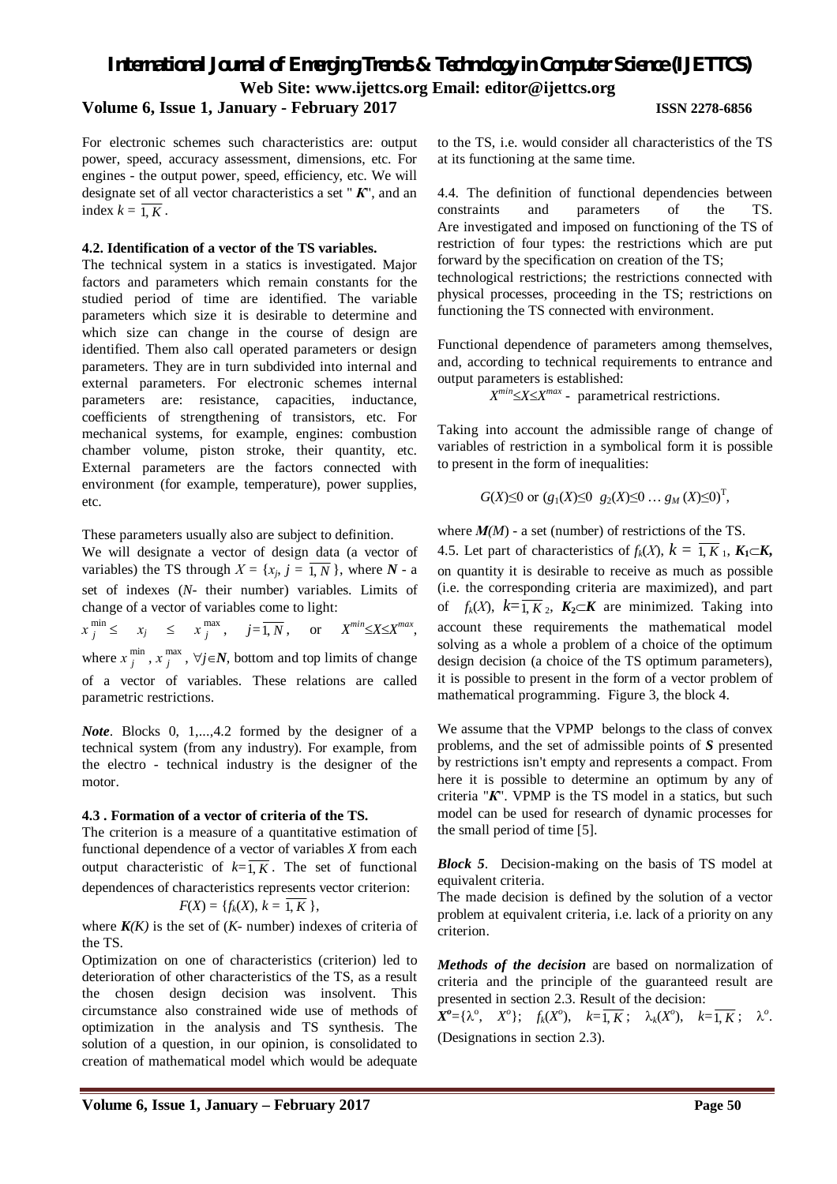For electronic schemes such characteristics are: output power, speed, accuracy assessment, dimensions, etc. For engines - the output power, speed, efficiency, etc. We will designate set of all vector characteristics a set " $\boldsymbol{K}$", and an index $k = \overline{1, K}$.

#### 4.2. Identification of a vector of the TS variables.

The technical system in a statics is investigated. Major factors and parameters which remain constants for the studied period of time are identified. The variable parameters which size it is desirable to determine and which size can change in the course of design are identified. Them also call operated parameters or design parameters. They are in turn subdivided into internal and external parameters. For electronic schemes internal parameters are: resistance, capacities, inductance, coefficients of strengthening of transistors, etc. For mechanical systems, for example, engines: combustion chamber volume, piston stroke, their quantity, etc. External parameters are the factors connected with environment (for example, temperature), power supplies, etc.

These parameters usually also are subject to definition.

We will designate a vector of design data (a vector of variables) the TS through $X = \{x_j, j = \overline{1, N}\}$, where $\boldsymbol{N}$ - a set of indexes ($N$- their number) variables. Limits of change of a vector of variables come to light:

$x_j^{\min} \leq \quad x_j \quad \leq \quad x_j^{\max}, \quad j=\overline{1, N}, \quad$ or $\quad X^{min} \leq X \leq X^{max}$,

where $x_j^{\min}$, $x_j^{\max}$, $\forall j \in \boldsymbol{N}$, bottom and top limits of change of a vector of variables. These relations are called parametric restrictions.

***Note***. Blocks 0, 1,...,4.2 formed by the designer of a technical system (from any industry). For example, from the electro - technical industry is the designer of the motor.

#### 4.3 . Formation of a vector of criteria of the TS.

The criterion is a measure of a quantitative estimation of functional dependence of a vector of variables $X$ from each output characteristic of $k=\overline{1, K}$. The set of functional dependences of characteristics represents vector criterion:

$$F(X) = \{f_k(X),\ k = \overline{1, K}\},$$

where $\boldsymbol{K}(K)$ is the set of ($K$- number) indexes of criteria of the TS.

Optimization on one of characteristics (criterion) led to deterioration of other characteristics of the TS, as a result the chosen design decision was insolvent. This circumstance also constrained wide use of methods of optimization in the analysis and TS synthesis. The solution of a question, in our opinion, is consolidated to creation of mathematical model which would be adequate to the TS, i.e. would consider all characteristics of the TS at its functioning at the same time.

4.4. The definition of functional dependencies between constraints and parameters of the TS. Are investigated and imposed on functioning of the TS of restriction of four types: the restrictions which are put forward by the specification on creation of the TS; technological restrictions; the restrictions connected with physical processes, proceeding in the TS; restrictions on functioning the TS connected with environment.

Functional dependence of parameters among themselves, and, according to technical requirements to entrance and output parameters is established:

$X^{min} \leq X \leq X^{max}$ - parametrical restrictions.

Taking into account the admissible range of change of variables of restriction in a symbolical form it is possible to present in the form of inequalities:

$$G(X) \leq 0 \text{ or } (g_1(X) \leq 0\ \ g_2(X) \leq 0 \ldots g_M(X) \leq 0)^{\mathrm{T}},$$

where $\boldsymbol{M}(M)$ - a set (number) of restrictions of the TS.

4.5. Let part of characteristics of $f_k(X)$, $k = \overline{1, K}_1$, $\boldsymbol{K_1} \subset \boldsymbol{K}$, on quantity it is desirable to receive as much as possible (i.e. the corresponding criteria are maximized), and part of $f_k(X)$, $k=\overline{1, K}_2$, $\boldsymbol{K_2} \subset \boldsymbol{K}$ are minimized. Taking into account these requirements the mathematical model solving as a whole a problem of a choice of the optimum design decision (a choice of the TS optimum parameters), it is possible to present in the form of a vector problem of mathematical programming. Figure 3, the block 4.

We assume that the VPMP belongs to the class of convex problems, and the set of admissible points of $\boldsymbol{S}$ presented by restrictions isn't empty and represents a compact. From here it is possible to determine an optimum by any of criteria "$\boldsymbol{K}$". VPMP is the TS model in a statics, but such model can be used for research of dynamic processes for the small period of time [5].

***Block 5***. Decision-making on the basis of TS model at equivalent criteria.

The made decision is defined by the solution of a vector problem at equivalent criteria, i.e. lack of a priority on any criterion.

***Methods of the decision*** are based on normalization of criteria and the principle of the guaranteed result are presented in section 2.3. Result of the decision:

$\boldsymbol{X^o}=\{\lambda^o,\ X^o\}$; $f_k(X^o)$, $k=\overline{1, K}$; $\lambda_k(X^o)$, $k=\overline{1, K}$; $\lambda^o$. (Designations in section 2.3).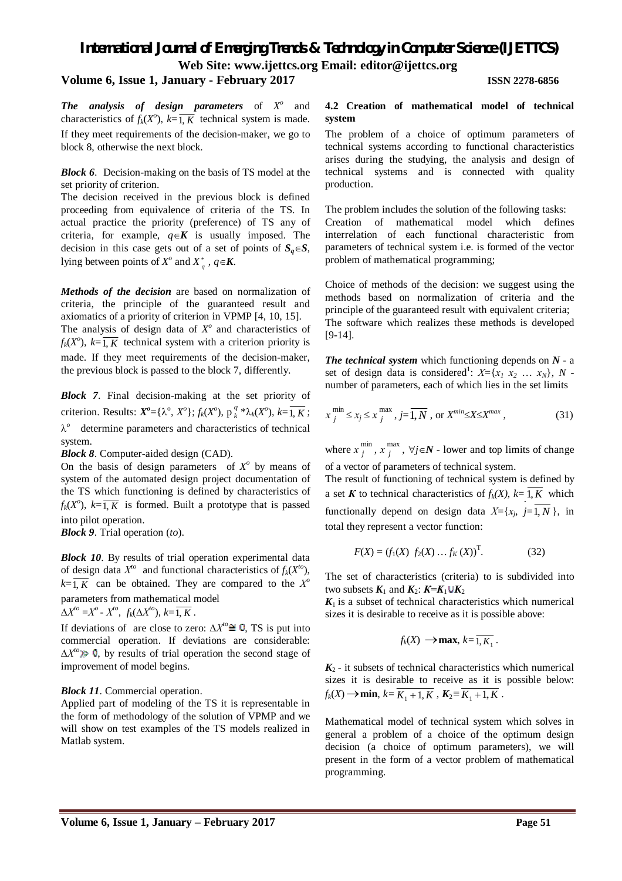***The analysis of design parameters*** of $X^o$ and characteristics of $f_k(X^o)$, $k=\overline{1,K}$ technical system is made. If they meet requirements of the decision-maker, we go to block 8, otherwise the next block.

***Block 6***. Decision-making on the basis of TS model at the set priority of criterion.

The decision received in the previous block is defined proceeding from equivalence of criteria of the TS. In actual practice the priority (preference) of TS any of criteria, for example, $q\in \mathbf{K}$ is usually imposed. The decision in this case gets out of a set of points of $\mathbf{S_q}\in \mathbf{S}$, lying between points of $X^o$ and $X^*_q$, $q\in \mathbf{K}$.

***Methods of the decision*** are based on normalization of criteria, the principle of the guaranteed result and axiomatics of a priority of criterion in VPMP [4, 10, 15].

The analysis of design data of $X^o$ and characteristics of $f_k(X^o)$, $k=\overline{1,K}$ technical system with a criterion priority is made. If they meet requirements of the decision-maker, the previous block is passed to the block 7, differently.

***Block 7***. Final decision-making at the set priority of criterion. Results: $\mathbf{X^o}=\{\lambda^o, X^o\}$; $f_k(X^o)$, $p_k^q*\lambda_k(X^o)$, $k=\overline{1,K}$; $\lambda^o$ determine parameters and characteristics of technical system.

***Block 8***. Computer-aided design (CAD).

On the basis of design parameters of $X^o$ by means of system of the automated design project documentation of the TS which functioning is defined by characteristics of $f_k(X^o)$, $k=\overline{1,K}$ is formed. Built a prototype that is passed into pilot operation.

***Block 9***. Trial operation (*to*).

***Block 10***. By results of trial operation experimental data of design data $X^{to}$ and functional characteristics of $f_k(X^{to})$, $k=\overline{1,K}$ can be obtained. They are compared to the $X^o$ parameters from mathematical model

$\Delta X^{to}=X^o - X^{to}$, $f_k(\Delta X^{to})$, $k=\overline{1,K}$.

If deviations of are close to zero: $\Delta X^{to}\cong 0$, TS is put into commercial operation. If deviations are considerable: $\Delta X^{to}\gg 0$, by results of trial operation the second stage of improvement of model begins.

***Block 11***. Commercial operation.

Applied part of modeling of the TS it is representable in the form of methodology of the solution of VPMP and we will show on test examples of the TS models realized in Matlab system.

### 4.2 Creation of mathematical model of technical system

The problem of a choice of optimum parameters of technical systems according to functional characteristics arises during the studying, the analysis and design of technical systems and is connected with quality production.

The problem includes the solution of the following tasks:

Creation of mathematical model which defines interrelation of each functional characteristic from parameters of technical system i.e. is formed of the vector problem of mathematical programming;

Choice of methods of the decision: we suggest using the methods based on normalization of criteria and the principle of the guaranteed result with equivalent criteria;

The software which realizes these methods is developed [9-14].

***The technical system*** which functioning depends on $\mathbf{N}$ - a set of design data is considered[1]: $X=\{x_1\ x_2\ \dots\ x_N\}$, $N$ - number of parameters, each of which lies in the set limits

$$x_j^{\min}\le x_j\le x_j^{\max},\ j=\overline{1,N},\ \text{or } X^{min}\le X\le X^{max}, \tag{31}$$

where $x_j^{\min}$, $x_j^{\max}$, $\forall j\in \mathbf{N}$ - lower and top limits of change of a vector of parameters of technical system.

The result of functioning of technical system is defined by a set $\mathbf{K}$ to technical characteristics of $f_k(X)$, $k=\overline{1,K}$ which functionally depend on design data $X=\{x_j,\ j=\overline{1,N}\}$, in total they represent a vector function:

$$F(X) = (f_1(X)\ f_2(X)\ \dots\ f_K(X))^{\mathrm{T}}. \tag{32}$$

The set of characteristics (criteria) to is subdivided into two subsets $\mathbf{K}_1$ and $\mathbf{K}_2$: $\mathbf{K}=\mathbf{K}_1\cup \mathbf{K}_2$

$\mathbf{K}_1$ is a subset of technical characteristics which numerical sizes it is desirable to receive as it is possible above:

$$f_k(X)\ \rightarrow \mathbf{max},\ k=\overline{1,K_1}.$$

$\mathbf{K}_2$ - it subsets of technical characteristics which numerical sizes it is desirable to receive as it is possible below: $f_k(X)\rightarrow \mathbf{min}$, $k=\overline{K_1+1,K}$, $\mathbf{K}_2\equiv \overline{K_1+1,K}$.

Mathematical model of technical system which solves in general a problem of a choice of the optimum design decision (a choice of optimum parameters), we will present in the form of a vector problem of mathematical programming.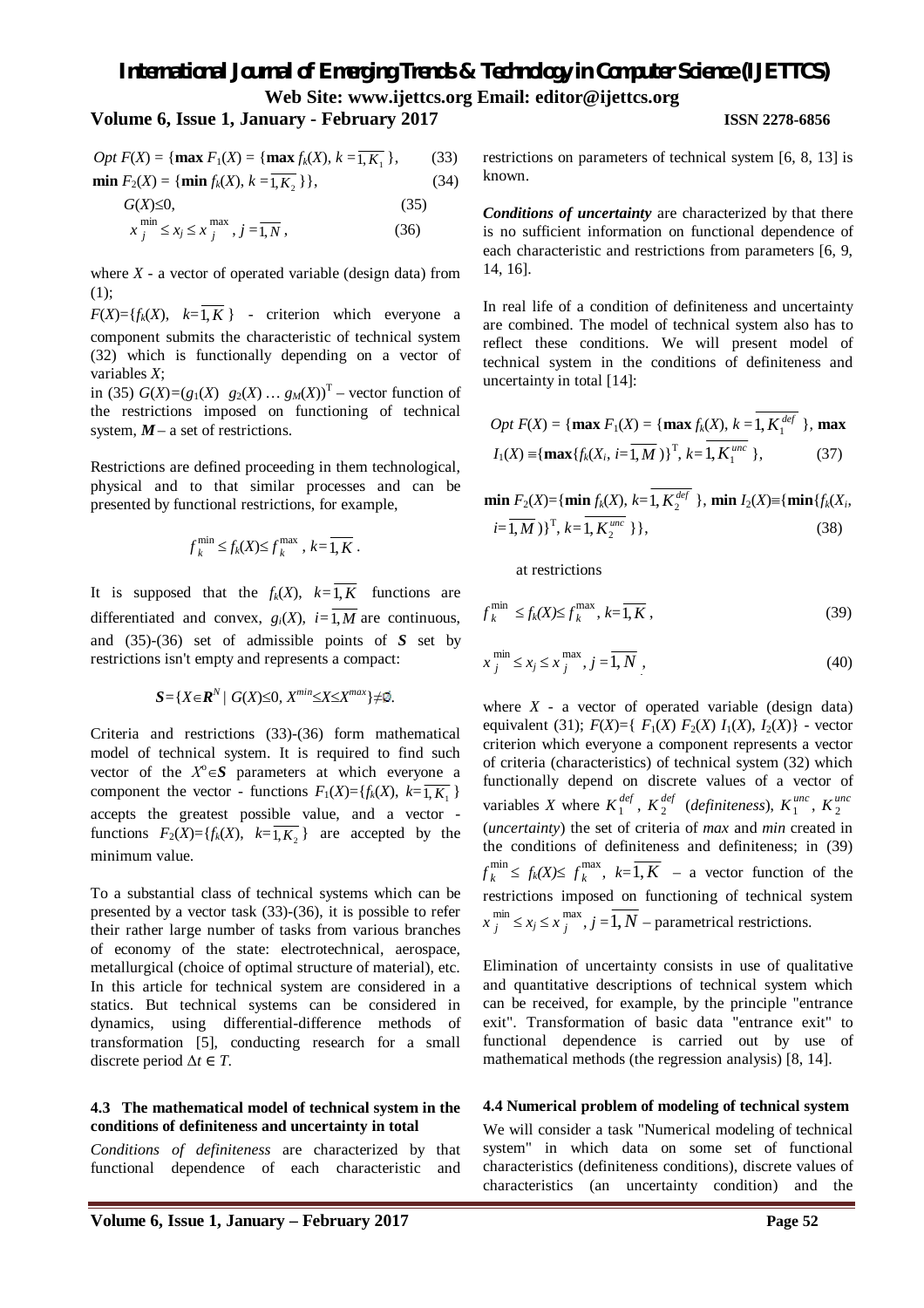$$Opt\ F(X) = \{\mathbf{max}\ F_1(X) = \{\mathbf{max}\ f_k(X),\ k = \overline{1, K_1}\}, \quad (33)$$

$$\mathbf{min}\ F_2(X) = \{\mathbf{min}\ f_k(X),\ k = \overline{1, K_2}\}\}, \quad (34)$$

$$G(X) \leq 0, \quad (35)$$

$$x_j^{\min} \leq x_j \leq x_j^{\max},\ j = \overline{1, N}, \quad (36)$$

where $X$ - a vector of operated variable (design data) from (1);

$F(X)=\{f_k(X),\ k=\overline{1,K}\}$ - criterion which everyone a component submits the characteristic of technical system (32) which is functionally depending on a vector of variables $X$;

in (35) $G(X)=(g_1(X)\ g_2(X) \dots g_M(X))^{\mathrm{T}}$ – vector function of the restrictions imposed on functioning of technical system, $\boldsymbol{M}$ – a set of restrictions.

Restrictions are defined proceeding in them technological, physical and to that similar processes and can be presented by functional restrictions, for example,

$$f_k^{\min} \leq f_k(X) \leq f_k^{\max},\ k=\overline{1,K}.$$

It is supposed that the $f_k(X)$, $k=\overline{1,K}$ functions are differentiated and convex, $g_i(X)$, $i=\overline{1,M}$ are continuous, and (35)-(36) set of admissible points of $\boldsymbol{S}$ set by restrictions isn't empty and represents a compact:

$$\boldsymbol{S}=\{X\in\boldsymbol{R}^N \mid G(X)\leq 0,\ X^{min}\leq X\leq X^{max}\}\neq\emptyset.$$

Criteria and restrictions (33)-(36) form mathematical model of technical system. It is required to find such vector of the $X^o\in\boldsymbol{S}$ parameters at which everyone a component the vector - functions $F_1(X)=\{f_k(X),\ k=\overline{1,K_1}\}$ accepts the greatest possible value, and a vector - functions $F_2(X)=\{f_k(X),\ k=\overline{1,K_2}\}$ are accepted by the minimum value.

To a substantial class of technical systems which can be presented by a vector task (33)-(36), it is possible to refer their rather large number of tasks from various branches of economy of the state: electrotechnical, aerospace, metallurgical (choice of optimal structure of material), etc. In this article for technical system are considered in a statics. But technical systems can be considered in dynamics, using differential-difference methods of transformation [5], conducting research for a small discrete period $\Delta t \in T$.

#### 4.3 The mathematical model of technical system in the conditions of definiteness and uncertainty in total

*Conditions of definiteness* are characterized by that functional dependence of each characteristic and restrictions on parameters of technical system [6, 8, 13] is known.

***Conditions of uncertainty*** are characterized by that there is no sufficient information on functional dependence of each characteristic and restrictions from parameters [6, 9, 14, 16].

In real life of a condition of definiteness and uncertainty are combined. The model of technical system also has to reflect these conditions. We will present model of technical system in the conditions of definiteness and uncertainty in total [14]:

$$Opt\ F(X) = \{\mathbf{max}\ F_1(X) = \{\mathbf{max}\ f_k(X),\ k = \overline{1, K_1^{def}}\},\ \mathbf{max}\ I_1(X) \equiv \{\mathbf{max}\{f_k(X_i,\ i=\overline{1,M})\}^{\mathrm{T}},\ k=\overline{1,K_1^{unc}}\}, \quad (37)$$

$$\mathbf{min}\ F_2(X)=\{\mathbf{min}\ f_k(X),\ k=\overline{1,K_2^{def}}\},\ \mathbf{min}\ I_2(X)\equiv\{\mathbf{min}\{f_k(X_i,\ i=\overline{1,M})\}^{\mathrm{T}},\ k=\overline{1,K_2^{unc}}\}\}, \quad (38)$$

at restrictions

$$f_k^{\min} \leq f_k(X) \leq f_k^{\max},\ k=\overline{1,K}, \quad (39)$$

$$x_j^{\min} \leq x_j \leq x_j^{\max},\ j=\overline{1,N}, \quad (40)$$

where $X$ - a vector of operated variable (design data) equivalent (31); $F(X)=\{F_1(X)\ F_2(X)\ I_1(X),\ I_2(X)\}$ - vector criterion which everyone a component represents a vector of criteria (characteristics) of technical system (32) which functionally depend on discrete values of a vector of variables $X$ where $K_1^{def}$, $K_2^{def}$ (*definiteness*), $K_1^{unc}$, $K_2^{unc}$ (*uncertainty*) the set of criteria of *max* and *min* created in the conditions of definiteness and definiteness; in (39) $f_k^{\min} \leq f_k(X) \leq f_k^{\max}$, $k=\overline{1,K}$ – a vector function of the restrictions imposed on functioning of technical system $x_j^{\min} \leq x_j \leq x_j^{\max}$, $j=\overline{1,N}$ – parametrical restrictions.

Elimination of uncertainty consists in use of qualitative and quantitative descriptions of technical system which can be received, for example, by the principle "entrance exit". Transformation of basic data "entrance exit" to functional dependence is carried out by use of mathematical methods (the regression analysis) [8, 14].

#### 4.4 Numerical problem of modeling of technical system

We will consider a task "Numerical modeling of technical system" in which data on some set of functional characteristics (definiteness conditions), discrete values of characteristics (an uncertainty condition) and the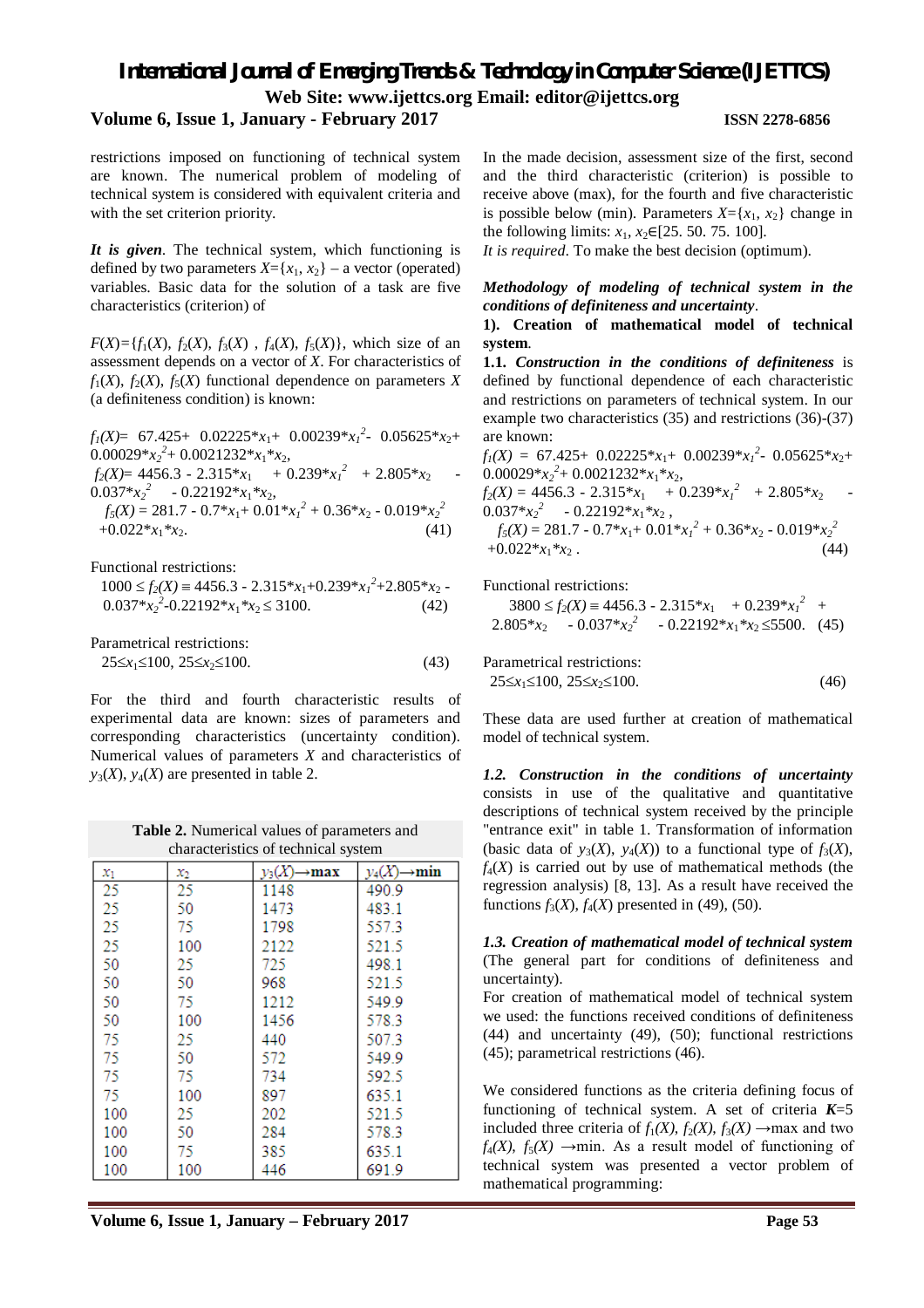restrictions imposed on functioning of technical system are known. The numerical problem of modeling of technical system is considered with equivalent criteria and with the set criterion priority.

***It is given***. The technical system, which functioning is defined by two parameters $X=\{x_1, x_2\}$ – a vector (operated) variables. Basic data for the solution of a task are five characteristics (criterion) of

$F(X)=\{f_1(X), f_2(X), f_3(X), f_4(X), f_5(X)\}$, which size of an assessment depends on a vector of $X$. For characteristics of $f_1(X)$, $f_2(X)$, $f_5(X)$ functional dependence on parameters $X$ (a definiteness condition) is known:

$$f_1(X)= 67.425+ 0.02225*x_1+ 0.00239*x_1^2- 0.05625*x_2+ 0.00029*x_2^2+ 0.0021232*x_1*x_2,$$

$$f_2(X)= 4456.3 - 2.315*x_1 + 0.239*x_1^2 + 2.805*x_2 - 0.037*x_2^2 - 0.22192*x_1*x_2,$$

$$f_5(X) = 281.7 - 0.7*x_1+ 0.01*x_1^2 + 0.36*x_2 - 0.019*x_2^2 +0.022*x_1*x_2. \quad (41)$$

Functional restrictions:

$$1000 \leq f_2(X) \equiv 4456.3 - 2.315*x_1+0.239*x_1^2+2.805*x_2 - 0.037*x_2^2-0.22192*x_1*x_2 \leq 3100. \quad (42)$$

Parametrical restrictions:

$$25\leq x_1\leq 100,\ 25\leq x_2\leq 100. \quad (43)$$

For the third and fourth characteristic results of experimental data are known: sizes of parameters and corresponding characteristics (uncertainty condition). Numerical values of parameters $X$ and characteristics of $y_3(X)$, $y_4(X)$ are presented in table 2.

**Table 2.** Numerical values of parameters and characteristics of technical system

| $x_1$ | $x_2$ | $y_3(X)\rightarrow$**max** | $y_4(X)\rightarrow$**min** |
|---|---|---|---|
| 25 | 25 | 1148 | 490.9 |
| 25 | 50 | 1473 | 483.1 |
| 25 | 75 | 1798 | 557.3 |
| 25 | 100 | 2122 | 521.5 |
| 50 | 25 | 725 | 498.1 |
| 50 | 50 | 968 | 521.5 |
| 50 | 75 | 1212 | 549.9 |
| 50 | 100 | 1456 | 578.3 |
| 75 | 25 | 440 | 507.3 |
| 75 | 50 | 572 | 549.9 |
| 75 | 75 | 734 | 592.5 |
| 75 | 100 | 897 | 635.1 |
| 100 | 25 | 202 | 521.5 |
| 100 | 50 | 284 | 578.3 |
| 100 | 75 | 385 | 635.1 |
| 100 | 100 | 446 | 691.9 |

In the made decision, assessment size of the first, second and the third characteristic (criterion) is possible to receive above (max), for the fourth and five characteristic is possible below (min). Parameters $X=\{x_1, x_2\}$ change in the following limits: $x_1, x_2\in[25.\ 50.\ 75.\ 100]$.

*It is required*. To make the best decision (optimum).

***Methodology of modeling of technical system in the conditions of definiteness and uncertainty***.

**1). Creation of mathematical model of technical system.**

**1.1.** ***Construction in the conditions of definiteness*** is defined by functional dependence of each characteristic and restrictions on parameters of technical system. In our example two characteristics (35) and restrictions (36)-(37) are known:

$$f_1(X) = 67.425+ 0.02225*x_1+ 0.00239*x_1^2- 0.05625*x_2+ 0.00029*x_2^2+ 0.0021232*x_1*x_2,$$

$$f_2(X) = 4456.3 - 2.315*x_1 + 0.239*x_1^2 + 2.805*x_2 - 0.037*x_2^2 - 0.22192*x_1*x_2,$$

$$f_5(X) = 281.7 - 0.7*x_1+ 0.01*x_1^2 + 0.36*x_2 - 0.019*x_2^2 +0.022*x_1*x_2. \quad (44)$$

Functional restrictions:

$$3800 \leq f_2(X) \equiv 4456.3 - 2.315*x_1 + 0.239*x_1^2 + 2.805*x_2 - 0.037*x_2^2 - 0.22192*x_1*x_2 \leq 5500. \quad (45)$$

Parametrical restrictions:

$$25\leq x_1\leq 100,\ 25\leq x_2\leq 100. \quad (46)$$

These data are used further at creation of mathematical model of technical system.

***1.2. Construction in the conditions of uncertainty*** consists in use of the qualitative and quantitative descriptions of technical system received by the principle "entrance exit" in table 1. Transformation of information (basic data of $y_3(X)$, $y_4(X)$) to a functional type of $f_3(X)$, $f_4(X)$ is carried out by use of mathematical methods (the regression analysis) [8, 13]. As a result have received the functions $f_3(X)$, $f_4(X)$ presented in (49), (50).

***1.3. Creation of mathematical model of technical system*** (The general part for conditions of definiteness and uncertainty).

For creation of mathematical model of technical system we used: the functions received conditions of definiteness (44) and uncertainty (49), (50); functional restrictions (45); parametrical restrictions (46).

We considered functions as the criteria defining focus of functioning of technical system. A set of criteria $\boldsymbol{K}$=5 included three criteria of $f_1(X)$, $f_2(X)$, $f_3(X)$ →max and two $f_4(X)$, $f_5(X)$ →min. As a result model of functioning of technical system was presented a vector problem of mathematical programming: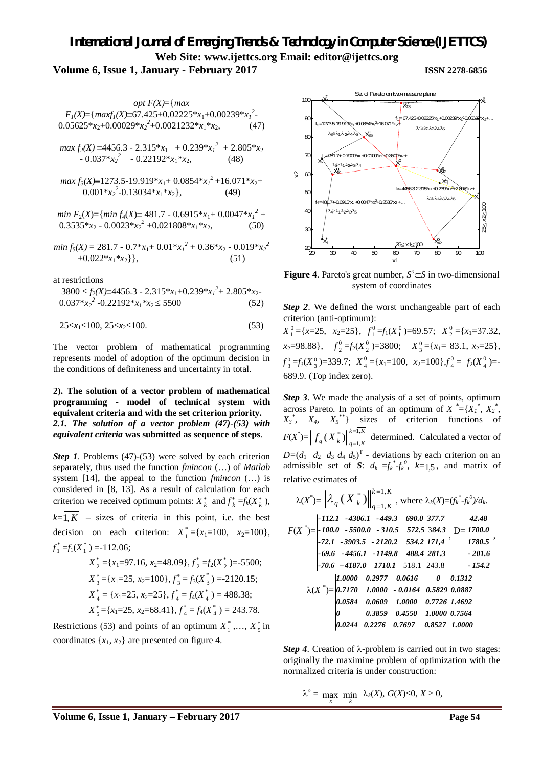$$opt\ F(X)=\{max$$

$$F_1(X)=\{max f_1(X)\equiv 67.425+0.02225*x_1+0.00239*x_1^2-0.05625*x_2+0.00029*x_2^2+0.0021232*x_1*x_2, \quad (47)$$

$$max\ f_2(X)\equiv 4456.3 - 2.315*x_1 + 0.239*x_1^2 + 2.805*x_2 - 0.037*x_2^2 - 0.22192*x_1*x_2, \quad (48)$$

$$max\ f_3(X)\equiv 1273.5-19.919*x_1+ 0.0854*x_1^2+16.071*x_2+0.001*x_2^2-0.13034*x_1*x_2\}, \quad (49)$$

$$min\ F_2(X)=\{min\ f_4(X)\equiv 481.7 - 0.6915*x_1+ 0.0047*x_1^2 + 0.3535*x_2 - 0.0023*x_2^2 +0.021808*x_1*x_2, \quad (50)$$

$$min\ f_5(X) = 281.7 - 0.7*x_1+ 0.01*x_1^2 + 0.36*x_2 - 0.019*x_2^2 +0.022*x_1*x_2\}\}, \quad (51)$$

at restrictions

$$3800 \le f_2(X)\equiv 4456.3 - 2.315*x_1+0.239*x_1^2+ 2.805*x_2-0.037*x_2^2 -0.22192*x_1*x_2 \le 5500 \quad (52)$$

$$25\le x_1\le 100,\ 25\le x_2\le 100. \quad (53)$$

The vector problem of mathematical programming represents model of adoption of the optimum decision in the conditions of definiteness and uncertainty in total.

**2). The solution of a vector problem of mathematical programming - model of technical system with equivalent criteria and with the set criterion priority.**

***2.1. The solution of a vector problem (47)-(53) with equivalent criteria*** **was submitted as sequence of steps**.

***Step 1***. Problems (47)-(53) were solved by each criterion separately, thus used the function *fmincon* (…) of *Matlab* system [14], the appeal to the function *fmincon* (…) is considered in [8, 13]. As a result of calculation for each criterion we received optimum points: $X_k^*$ and $f_k^* = f_k(X_k^*)$, $k=\overline{1,K}$ – sizes of criteria in this point, i.e. the best decision on each criterion: $X_1^* = \{x_1=100,\ x_2=100\}$, $f_1^* = f_1(X_1^*) = -112.06$;

$X_2^* = \{x_1=97.16,\ x_2=48.09\}$, $f_2^* = f_2(X_2^*) = -5500$;

$X_3^* = \{x_1=25,\ x_2=100\}$, $f_3^* = f_3(X_3^*) = -2120.15$;

$X_4^* = \{x_1=25,\ x_2=25\}$, $f_4^* = f_4(X_4^*) = 488.38$;

$X_5^* = \{x_1=25,\ x_2=68.41\}$, $f_4^* = f_4(X_4^*) = 243.78$.

Restrictions (53) and points of an optimum $X_1^*,\dots, X_5^*$ in coordinates $\{x_1, x_2\}$ are presented on figure 4.

**Figure 4**. Pareto's great number, $S^o \subset S$ in two-dimensional system of coordinates

***Step 2***. We defined the worst unchangeable part of each criterion (anti-optimum):

$X_1^0 = \{x=25,\ x_2=25\}$, $f_1^0 = f_1(X_1^0) = 69.57$; $X_2^0 = \{x_1=37.32,\ x_2=98.88\}$, $f_2^0 = f_2(X_2^0) = 3800$; $X_3^0 = \{x_1= 83.1,\ x_2=25\}$, $f_3^0 = f_3(X_3^0) = 339.7$; $X_4^0 = \{x_1=100,\ x_2=100\}$, $f_4^0 = f_2(X_4^0) = -689.9$. (Top index zero).

***Step 3***. We made the analysis of a set of points, optimum across Pareto. In points of an optimum of $X^* = \{X_1^*, X_2^*, X_3^*, X_4, X_5^{**}\}$ sizes of criterion functions of $F(X^*) = \left\| f_q(X_k^*) \right\|_{q=\overline{1,K}}^{k=\overline{1,K}}$ determined. Calculated a vector of $D=(d_1\ d_2\ d_3\ d_4\ d_5)^T$ - deviations by each criterion on an admissible set of $S$: $d_k = f_k^* - f_k^0$, $k=\overline{1,5}$, and matrix of relative estimates of

$$\lambda(X^*) = \left\| \lambda_q(X_k^*) \right\|_{q=\overline{1,K}}^{k=\overline{1,K}}, \text{ where } \lambda_k(X) = (f_k^* - f_k^0)/d_k.$$

$$F(X^*) = \begin{vmatrix} -112.1 & -4306.1 & -449.3 & 690.0 & 377.7 \\ -100.0 & -5500.0 & -310.5 & 572.5 & 384.3 \\ -72.1 & -3903.5 & -2120.2 & 534.2 & 171{,}4 \\ -69.6 & -4456.1 & -1149.8 & 488.4 & 281.3 \\ -70.6 & -4187.0 & 1710.1 & 518.1 & 243.8 \end{vmatrix},\quad D = \begin{vmatrix} 42.48 \\ 1700.0 \\ 1780.5 \\ -201.6 \\ -154.2 \end{vmatrix},$$

$$\lambda(X^*) = \begin{vmatrix} 1.0000 & 0.2977 & 0.0616 & 0 & 0.1312 \\ 0.7170 & 1.0000 & -0.0164 & 0.5829 & 0.0887 \\ 0.0584 & 0.0609 & 1.0000 & 0.7726 & 1.4692 \\ 0 & 0.3859 & 0.4550 & 1.0000 & 0.7564 \\ 0.0244 & 0.2276 & 0.7697 & 0.8527 & 1.0000 \end{vmatrix}$$

***Step 4***. Creation of λ-problem is carried out in two stages: originally the maximine problem of optimization with the normalized criteria is under construction:

$$\lambda^o = \max_x \min_k \lambda_k(X),\ G(X)\le 0,\ X \ge 0,$$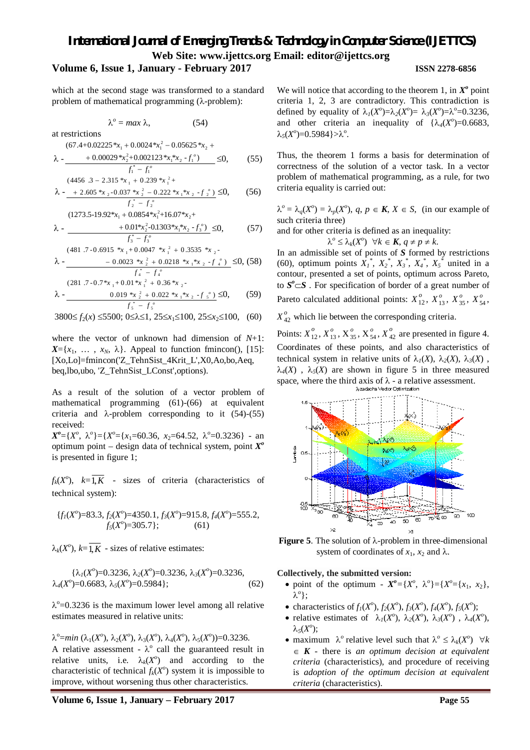which at the second stage was transformed to a standard problem of mathematical programming (λ-problem):

$$\lambda^o = \max \lambda, \qquad (54)$$

at restrictions

$$\lambda - \frac{(67.4+0.02225*x_1+0.0024*x_1^2-0.05625*x_2+0.00029*x_2^2+0.002123*x_1*x_2-f_1^o)}{f_1^*-f_1^o} \le 0, \qquad (55)$$

$$\lambda - \frac{(4456.3-2.315*x_1+0.239*x_1^2+2.605*x_2-0.037*x_2^2-0.222*x_1*x_2-f_2^o)}{f_2^*-f_2^o} \le 0, \qquad (56)$$

$$\lambda - \frac{(1273.5-19.92*x_1+0.0854*x_1^2+16.07*x_2+0.01*x_2^2-0.1303*x_1*x_2-f_3^o)}{f_3^*-f_3^o} \le 0, \qquad (57)$$

$$\lambda - \frac{(481.7-0.6915*x_1+0.0047*x_1^2+0.3535*x_2-0.0023*x_2^2+0.0218*x_1*x_2-f_4^o)}{f_4^*-f_4^o} \le 0, \quad (58)$$

$$\lambda - \frac{(281.7-0.7*x_1+0.01*x_1^2+0.36*x_2-0.019*x_2^2+0.022*x_1*x_2-f_5^o)}{f_5^*-f_5^o} \le 0, \qquad (59)$$

$$3800 \le f_2(x) \le 5500;\ 0 \le \lambda \le 1,\ 25 \le x_1 \le 100,\ 25 \le x_2 \le 100, \qquad (60)$$

where the vector of unknown had dimension of $N$+1: $\boldsymbol{X}=\{x_1, \ldots, x_N, \lambda\}$. Appeal to function fmincon(), [15]: [Xo,Lo]=fmincon('Z_TehnSist_4Krit_L',X0,Ao,bo,Aeq, beq,lbo,ubo, 'Z_TehnSist_LConst',options).

As a result of the solution of a vector problem of mathematical programming (61)-(66) at equivalent criteria and λ-problem corresponding to it (54)-(55) received:

$\boldsymbol{X^o}=\{X^o, \lambda^o\}=\{X^o=\{x_1=60.36,\ x_2=64.52,\ \lambda^o=0.3236\}$ - an optimum point – design data of technical system, point $\boldsymbol{X^o}$ is presented in figure 1;

$f_k(X^o)$, $k=\overline{1,K}$ - sizes of criteria (characteristics of technical system):

$$\{f_1(X^o)=83.3,\ f_2(X^o)=4350.1,\ f_3(X^o)=915.8,\ f_4(X^o)=555.2,\ f_5(X^o)=305.7\}; \qquad (61)$$

$\lambda_k(X^o)$, $k=\overline{1,K}$ - sizes of relative estimates:

$$\{\lambda_1(X^o)=0.3236,\ \lambda_2(X^o)=0.3236,\ \lambda_3(X^o)=0.3236,\ \lambda_4(X^o)=0.6683,\ \lambda_5(X^o)=0.5984\}; \qquad (62)$$

$\lambda^o$=0.3236 is the maximum lower level among all relative estimates measured in relative units:

$\lambda^o=\min(\lambda_1(X^o), \lambda_2(X^o), \lambda_3(X^o), \lambda_4(X^o), \lambda_5(X^o))=0.3236$.

A relative assessment - $\lambda^o$ call the guaranteed result in relative units, i.e. $\lambda_k(X^o)$ and according to the characteristic of technical $f_k(X^o)$ system it is impossible to improve, without worsening thus other characteristics.

We will notice that according to the theorem 1, in $\boldsymbol{X^o}$ point criteria 1, 2, 3 are contradictory. This contradiction is defined by equality of $\lambda_1(X^o)=\lambda_2(X^o)=\lambda_3(X^o)=\lambda^o=0.3236$, and other criteria an inequality of $\{\lambda_4(X^o)=0.6683,\ \lambda_5(X^o)=0.5984\}>\lambda^o$.

Thus, the theorem 1 forms a basis for determination of correctness of the solution of a vector task. In a vector problem of mathematical programming, as a rule, for two criteria equality is carried out:

$\lambda^o = \lambda_q(X^o) = \lambda_p(X^o)$, $q, p \in \boldsymbol{K}$, $X \in S$, (in our example of such criteria three)

and for other criteria is defined as an inequality:

$$\lambda^o \le \lambda_k(X^o)\ \ \forall k \in \boldsymbol{K},\ q \ne p \ne k.$$

In an admissible set of points of $\boldsymbol{S}$ formed by restrictions (60), optimum points $X_1^*$, $X_2^*$, $X_3^*$, $X_4^*$, $X_5^*$ united in a contour, presented a set of points, optimum across Pareto, to $\boldsymbol{S^o} \subset \boldsymbol{S}$ . For specification of border of a great number of Pareto calculated additional points: $X_{12}^o$, $X_{13}^o$, $X_{35}^o$, $X_{54}^o$, $X_{42}^o$ which lie between the corresponding criteria.

Points: $X_{12}^o$, $X_{13}^o$, $X_{35}^o$, $X_{54}^o$, $X_{42}^o$ are presented in figure 4. Coordinates of these points, and also characteristics of technical system in relative units of $\lambda_1(X)$, $\lambda_2(X)$, $\lambda_3(X)$, $\lambda_4(X)$, $\lambda_5(X)$ are shown in figure 5 in three measured space, where the third axis of λ - a relative assessment.

**Figure 5**. The solution of λ-problem in three-dimensional system of coordinates of $x_1$, $x_2$ and λ.

**Collectively, the submitted version:**

- point of the optimum - $\boldsymbol{X^o}=\{X^o, \lambda^o\}=\{X^o=\{x_1, x_2\}, \lambda^o\}$;
- characteristics of $f_1(X^o)$, $f_2(X^o)$, $f_3(X^o)$, $f_4(X^o)$, $f_5(X^o)$;
- relative estimates of $\lambda_1(X^o)$, $\lambda_2(X^o)$, $\lambda_3(X^o)$, $\lambda_4(X^o)$, $\lambda_5(X^o)$;
- maximum $\lambda^o$ relative level such that $\lambda^o \le \lambda_k(X^o)\ \ \forall k \in \boldsymbol{K}$ - there is *an optimum decision at equivalent criteria* (characteristics), and procedure of receiving is *adoption of the optimum decision at equivalent criteria* (characteristics).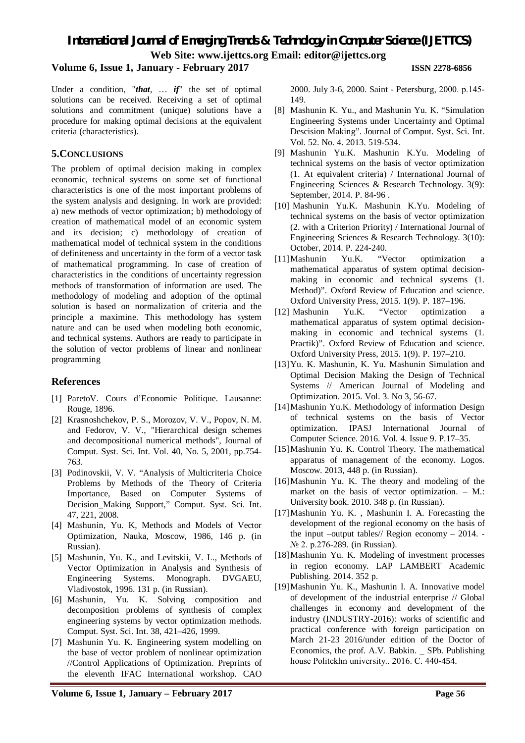Under a condition, "***that***, … ***if***" the set of optimal solutions can be received. Receiving a set of optimal solutions and commitment (unique) solutions have a procedure for making optimal decisions at the equivalent criteria (characteristics).

## 5.CONCLUSIONS

The problem of optimal decision making in complex economic, technical systems on some set of functional characteristics is one of the most important problems of the system analysis and designing. In work are provided: a) new methods of vector optimization; b) methodology of creation of mathematical model of an economic system and its decision; c) methodology of creation of mathematical model of technical system in the conditions of definiteness and uncertainty in the form of a vector task of mathematical programming. In case of creation of characteristics in the conditions of uncertainty regression methods of transformation of information are used. The methodology of modeling and adoption of the optimal solution is based on normalization of criteria and the principle a maximine. This methodology has system nature and can be used when modeling both economic, and technical systems. Authors are ready to participate in the solution of vector problems of linear and nonlinear programming

## References

[1] ParetoV. Cours d'Economie Politique. Lausanne: Rouge, 1896.

[2] Krasnoshchekov, P. S., Morozov, V. V., Popov, N. M. and Fedorov, V. V., "Hierarchical design schemes and decompositional numerical methods", Journal of Comput. Syst. Sci. Int. Vol. 40, No. 5, 2001, pp.754-763.

[3] Podinovskii, V. V. "Analysis of Multicriteria Choice Problems by Methods of the Theory of Criteria Importance, Based on Computer Systems of Decision_Making Support," Comput. Syst. Sci. Int. 47, 221, 2008.

[4] Mashunin, Yu. K, Methods and Models of Vector Optimization, Nauka, Moscow, 1986, 146 p. (in Russian).

[5] Mashunin, Yu. K., and Levitskii, V. L., Methods of Vector Optimization in Analysis and Synthesis of Engineering Systems. Monograph. DVGAEU, Vladivostok, 1996. 131 p. (in Russian).

[6] Mashunin, Yu. K. Solving composition and decomposition problems of synthesis of complex engineering systems by vector optimization methods. Comput. Syst. Sci. Int. 38, 421–426, 1999.

[7] Mashunin Yu. K. Engineering system modelling on the base of vector problem of nonlinear optimization //Control Applications of Optimization. Preprints of the eleventh IFAC International workshop. CAO 2000. July 3-6, 2000. Saint - Petersburg, 2000. p.145-149.

[8] Mashunin K. Yu., and Mashunin Yu. K. "Simulation Engineering Systems under Uncertainty and Optimal Descision Making". Journal of Comput. Syst. Sci. Int. Vol. 52. No. 4. 2013. 519-534.

[9] Mashunin Yu.K. Mashunin K.Yu. Modeling of technical systems on the basis of vector optimization (1. At equivalent criteria) / International Journal of Engineering Sciences & Research Technology. 3(9): September, 2014. P. 84-96 .

[10] Mashunin Yu.K. Mashunin K.Yu. Modeling of technical systems on the basis of vector optimization (2. with a Criterion Priority) / International Journal of Engineering Sciences & Research Technology. 3(10): October, 2014. P. 224-240.

[11] Mashunin Yu.K. "Vector optimization a mathematical apparatus of system optimal decision-making in economic and technical systems (1. Method)". Oxford Review of Education and science. Oxford University Press, 2015. 1(9). P. 187–196.

[12] Mashunin Yu.K. "Vector optimization a mathematical apparatus of system optimal decision-making in economic and technical systems (1. Practik)". Oxford Review of Education and science. Oxford University Press, 2015. 1(9). P. 197–210.

[13] Yu. K. Mashunin, K. Yu. Mashunin Simulation and Optimal Decision Making the Design of Technical Systems // American Journal of Modeling and Optimization. 2015. Vol. 3. No 3, 56-67.

[14] Mashunin Yu.K. Methodology of information Design of technical systems on the basis of Vector optimization. IPASJ International Journal of Computer Science. 2016. Vol. 4. Issue 9. P.17–35.

[15] Mashunin Yu. K. Control Theory. The mathematical apparatus of management of the economy. Logos. Moscow. 2013, 448 p. (in Russian).

[16] Mashunin Yu. K. The theory and modeling of the market on the basis of vector optimization. – M.: University book. 2010. 348 p. (in Russian).

[17] Mashunin Yu. K. , Mashunin I. A. Forecasting the development of the regional economy on the basis of the input –output tables// Region economy – 2014. - № 2. p.276-289. (in Russian).

[18] Mashunin Yu. K. Modeling of investment processes in region economy. LAP LAMBERT Academic Publishing. 2014. 352 p.

[19] Mashunin Yu. K., Mashunin I. A. Innovative model of development of the industrial enterprise // Global challenges in economy and development of the industry (INDUSTRY-2016): works of scientific and practical conference with foreign participation on March 21-23 2016/under edition of the Doctor of Economics, the prof. A.V. Babkin. _ SPb. Publishing house Politekhn university.. 2016. C. 440-454.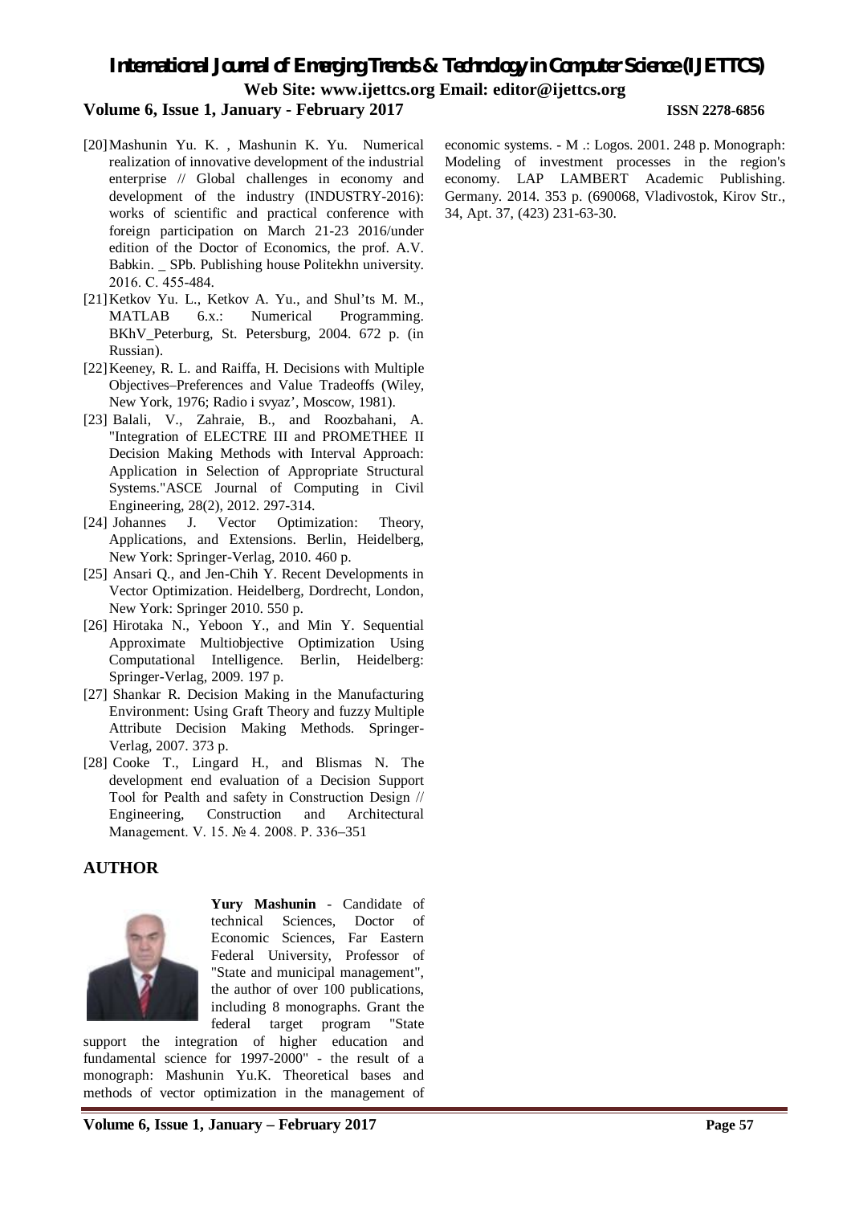[20] Mashunin Yu. K. , Mashunin K. Yu. Numerical realization of innovative development of the industrial enterprise // Global challenges in economy and development of the industry (INDUSTRY-2016): works of scientific and practical conference with foreign participation on March 21-23 2016/under edition of the Doctor of Economics, the prof. A.V. Babkin. _ SPb. Publishing house Politekhn university. 2016. C. 455-484.

[21] Ketkov Yu. L., Ketkov A. Yu., and Shul'ts M. M., MATLAB 6.x.: Numerical Programming. BKhV_Peterburg, St. Petersburg, 2004. 672 p. (in Russian).

[22] Keeney, R. L. and Raiffa, H. Decisions with Multiple Objectives–Preferences and Value Tradeoffs (Wiley, New York, 1976; Radio i svyaz', Moscow, 1981).

[23] Balali, V., Zahraie, B., and Roozbahani, A. "Integration of ELECTRE III and PROMETHEE II Decision Making Methods with Interval Approach: Application in Selection of Appropriate Structural Systems."ASCE Journal of Computing in Civil Engineering, 28(2), 2012. 297-314.

[24] Johannes J. Vector Optimization: Theory, Applications, and Extensions. Berlin, Heidelberg, New York: Springer-Verlag, 2010. 460 p.

[25] Ansari Q., and Jen-Chih Y. Recent Developments in Vector Optimization. Heidelberg, Dordrecht, London, New York: Springer 2010. 550 p.

[26] Hirotaka N., Yeboon Y., and Min Y. Sequential Approximate Multiobjective Optimization Using Computational Intelligence. Berlin, Heidelberg: Springer-Verlag, 2009. 197 p.

[27] Shankar R. Decision Making in the Manufacturing Environment: Using Graft Theory and fuzzy Multiple Attribute Decision Making Methods. Springer-Verlag, 2007. 373 p.

[28] Cooke T., Lingard H., and Blismas N. The development end evaluation of a Decision Support Tool for Pealth and safety in Construction Design // Engineering, Construction and Architectural Management. V. 15. № 4. 2008. P. 336–351

## AUTHOR

**Yury Mashunin** - Candidate of technical Sciences, Doctor of Economic Sciences, Far Eastern Federal University, Professor of "State and municipal management", the author of over 100 publications, including 8 monographs. Grant the federal target program "State support the integration of higher education and fundamental science for 1997-2000" - the result of a monograph: Mashunin Yu.K. Theoretical bases and methods of vector optimization in the management of economic systems. - M .: Logos. 2001. 248 p. Monograph: Modeling of investment processes in the region's economy. LAP LAMBERT Academic Publishing. Germany. 2014. 353 p. (690068, Vladivostok, Kirov Str., 34, Apt. 37, (423) 231-63-30.